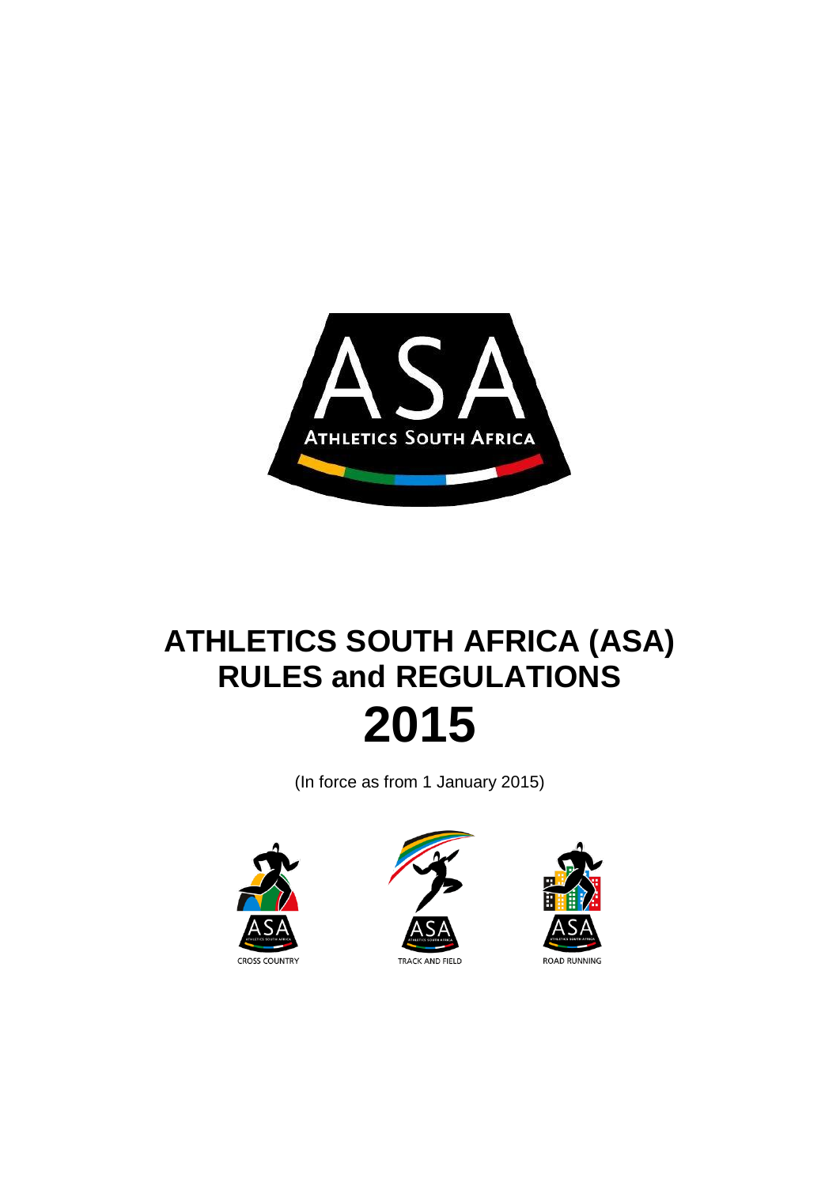# ATHLETICS SOUTH AFRICA (ASA) RULES and REGULATIONS

# 2015

(In force as from 1 January 2015)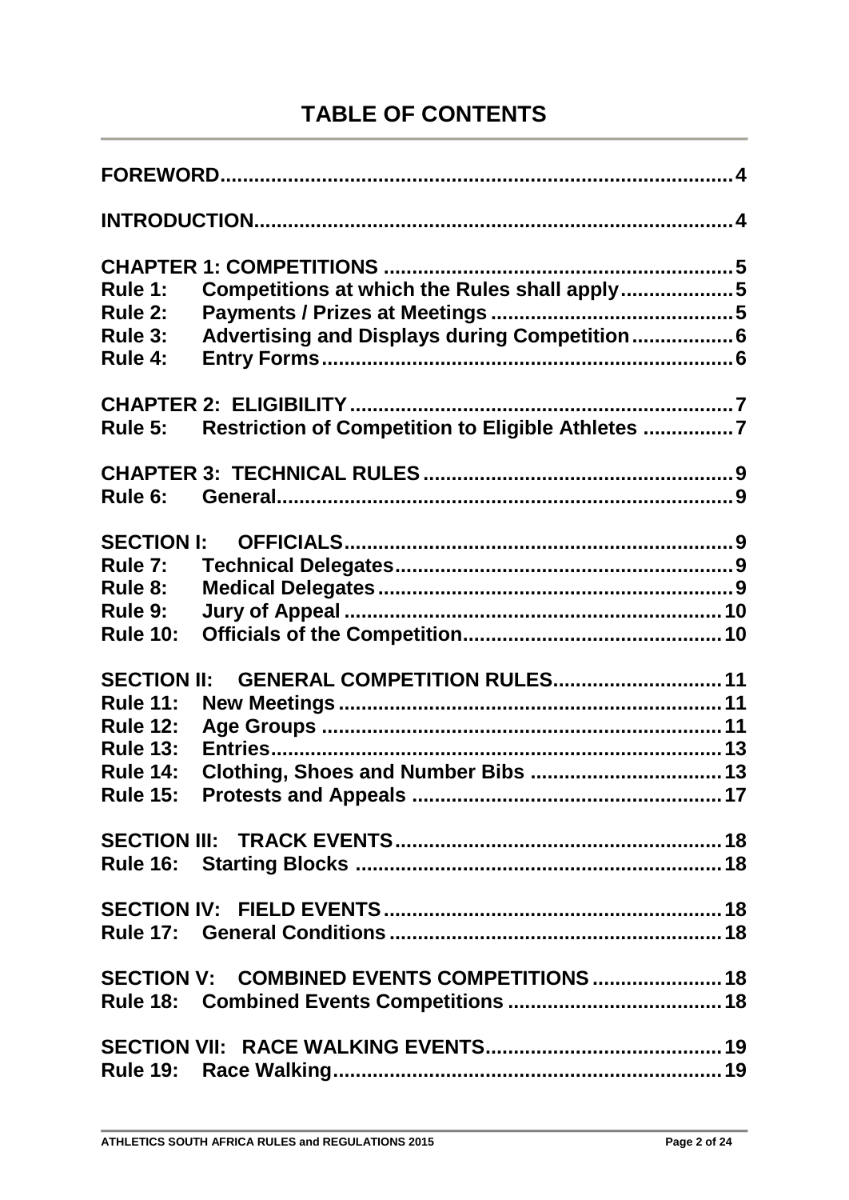# TABLE OF CONTENTS

**FOREWORD** .......... **4**

**INTRODUCTION** .......... **4**

**CHAPTER 1: COMPETITIONS** .......... **5**
**Rule 1: Competitions at which the Rules shall apply** .......... **5**
**Rule 2: Payments / Prizes at Meetings** .......... **5**
**Rule 3: Advertising and Displays during Competition** .......... **6**
**Rule 4: Entry Forms** .......... **6**

**CHAPTER 2: ELIGIBILITY** .......... **7**
**Rule 5: Restriction of Competition to Eligible Athletes** .......... **7**

**CHAPTER 3: TECHNICAL RULES** .......... **9**
**Rule 6: General** .......... **9**

**SECTION I: OFFICIALS** .......... **9**
**Rule 7: Technical Delegates** .......... **9**
**Rule 8: Medical Delegates** .......... **9**
**Rule 9: Jury of Appeal** .......... **10**
**Rule 10: Officials of the Competition** .......... **10**

**SECTION II: GENERAL COMPETITION RULES** .......... **11**
**Rule 11: New Meetings** .......... **11**
**Rule 12: Age Groups** .......... **11**
**Rule 13: Entries** .......... **13**
**Rule 14: Clothing, Shoes and Number Bibs** .......... **13**
**Rule 15: Protests and Appeals** .......... **17**

**SECTION III: TRACK EVENTS** .......... **18**
**Rule 16: Starting Blocks** .......... **18**

**SECTION IV: FIELD EVENTS** .......... **18**
**Rule 17: General Conditions** .......... **18**

**SECTION V: COMBINED EVENTS COMPETITIONS** .......... **18**
**Rule 18: Combined Events Competitions** .......... **18**

**SECTION VII: RACE WALKING EVENTS** .......... **19**
**Rule 19: Race Walking** .......... **19**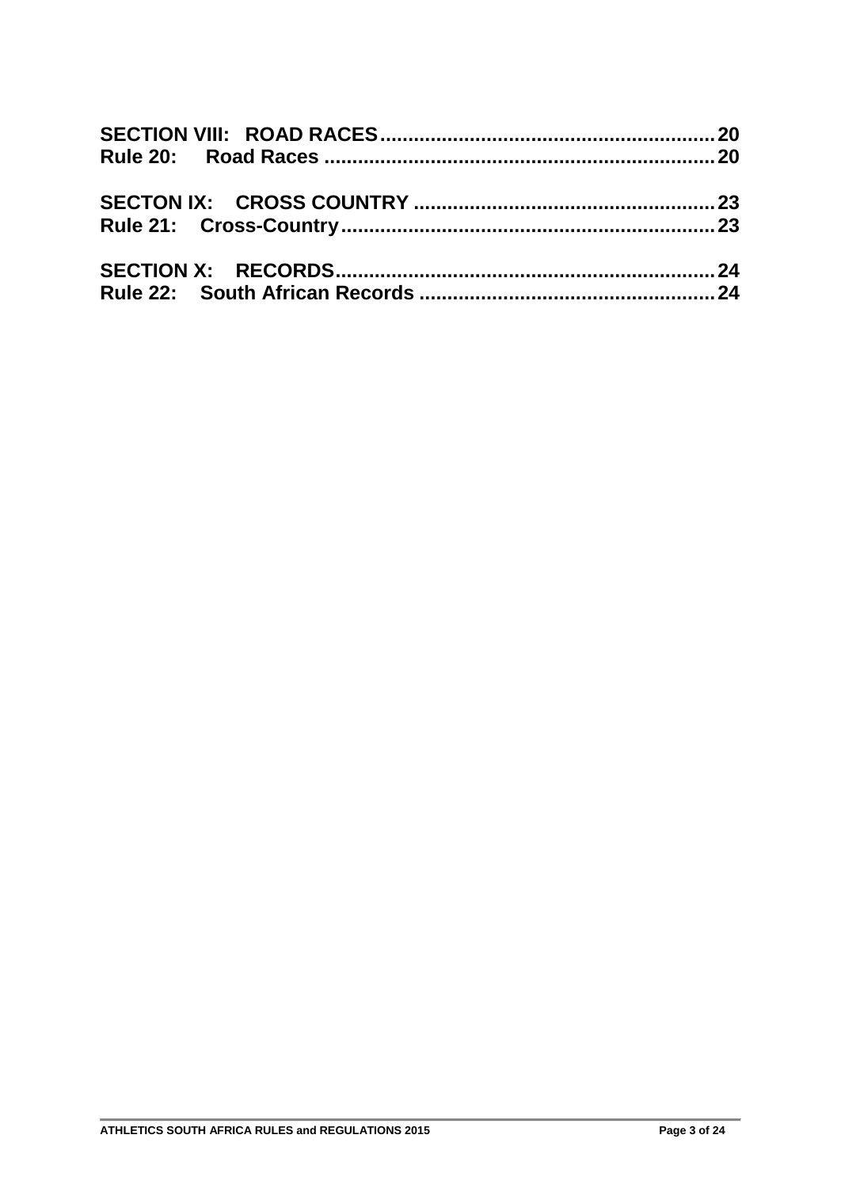**SECTION VIII: ROAD RACES** ........................................................ 20
**Rule 20: Road Races** ........................................................ 20

**SECTON IX: CROSS COUNTRY** ........................................................ 23
**Rule 21: Cross-Country** ........................................................ 23

**SECTION X: RECORDS** ........................................................ 24
**Rule 22: South African Records** ........................................................ 24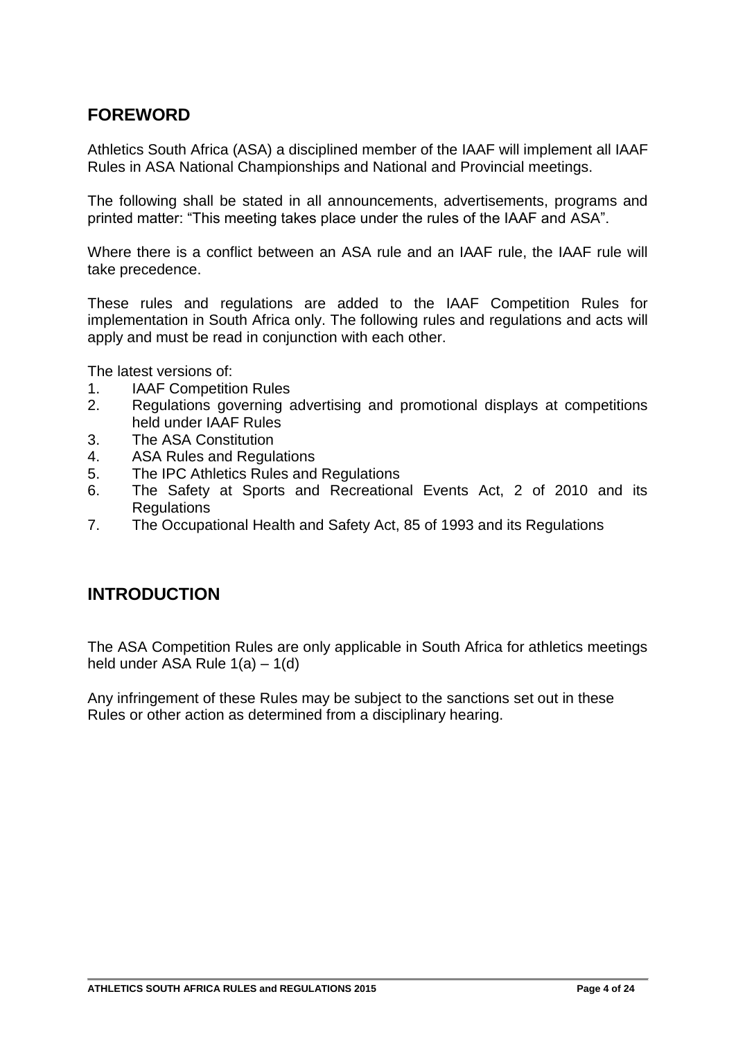## FOREWORD

Athletics South Africa (ASA) a disciplined member of the IAAF will implement all IAAF Rules in ASA National Championships and National and Provincial meetings.

The following shall be stated in all announcements, advertisements, programs and printed matter: "This meeting takes place under the rules of the IAAF and ASA".

Where there is a conflict between an ASA rule and an IAAF rule, the IAAF rule will take precedence.

These rules and regulations are added to the IAAF Competition Rules for implementation in South Africa only. The following rules and regulations and acts will apply and must be read in conjunction with each other.

The latest versions of:

1. IAAF Competition Rules
2. Regulations governing advertising and promotional displays at competitions held under IAAF Rules
3. The ASA Constitution
4. ASA Rules and Regulations
5. The IPC Athletics Rules and Regulations
6. The Safety at Sports and Recreational Events Act, 2 of 2010 and its Regulations
7. The Occupational Health and Safety Act, 85 of 1993 and its Regulations

## INTRODUCTION

The ASA Competition Rules are only applicable in South Africa for athletics meetings held under ASA Rule 1(a) – 1(d)

Any infringement of these Rules may be subject to the sanctions set out in these Rules or other action as determined from a disciplinary hearing.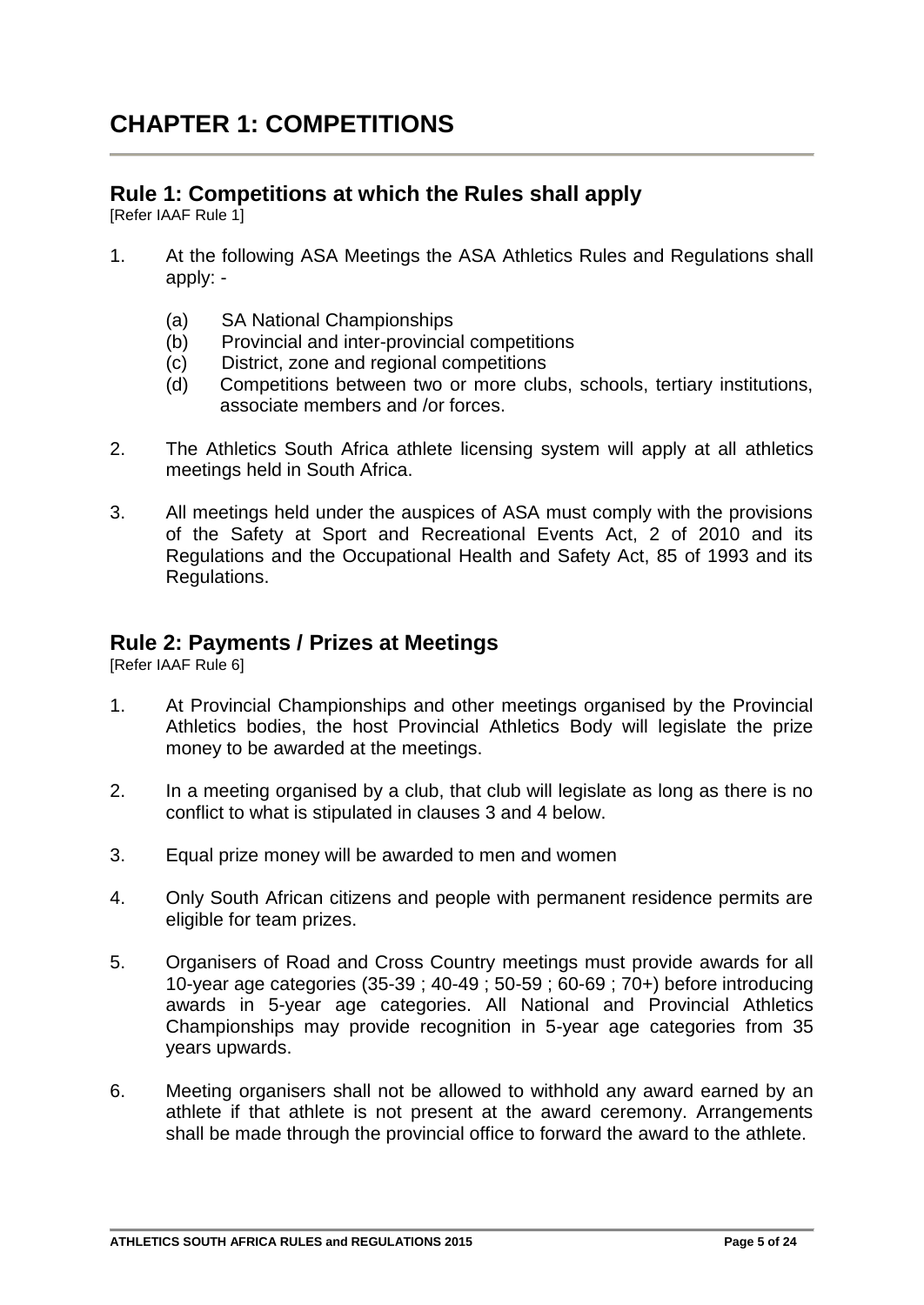# CHAPTER 1: COMPETITIONS

## Rule 1: Competitions at which the Rules shall apply

[Refer IAAF Rule 1]

1. At the following ASA Meetings the ASA Athletics Rules and Regulations shall apply: -

   (a) SA National Championships
   (b) Provincial and inter-provincial competitions
   (c) District, zone and regional competitions
   (d) Competitions between two or more clubs, schools, tertiary institutions, associate members and /or forces.

2. The Athletics South Africa athlete licensing system will apply at all athletics meetings held in South Africa.

3. All meetings held under the auspices of ASA must comply with the provisions of the Safety at Sport and Recreational Events Act, 2 of 2010 and its Regulations and the Occupational Health and Safety Act, 85 of 1993 and its Regulations.

## Rule 2: Payments / Prizes at Meetings

[Refer IAAF Rule 6]

1. At Provincial Championships and other meetings organised by the Provincial Athletics bodies, the host Provincial Athletics Body will legislate the prize money to be awarded at the meetings.

2. In a meeting organised by a club, that club will legislate as long as there is no conflict to what is stipulated in clauses 3 and 4 below.

3. Equal prize money will be awarded to men and women

4. Only South African citizens and people with permanent residence permits are eligible for team prizes.

5. Organisers of Road and Cross Country meetings must provide awards for all 10-year age categories (35-39 ; 40-49 ; 50-59 ; 60-69 ; 70+) before introducing awards in 5-year age categories. All National and Provincial Athletics Championships may provide recognition in 5-year age categories from 35 years upwards.

6. Meeting organisers shall not be allowed to withhold any award earned by an athlete if that athlete is not present at the award ceremony. Arrangements shall be made through the provincial office to forward the award to the athlete.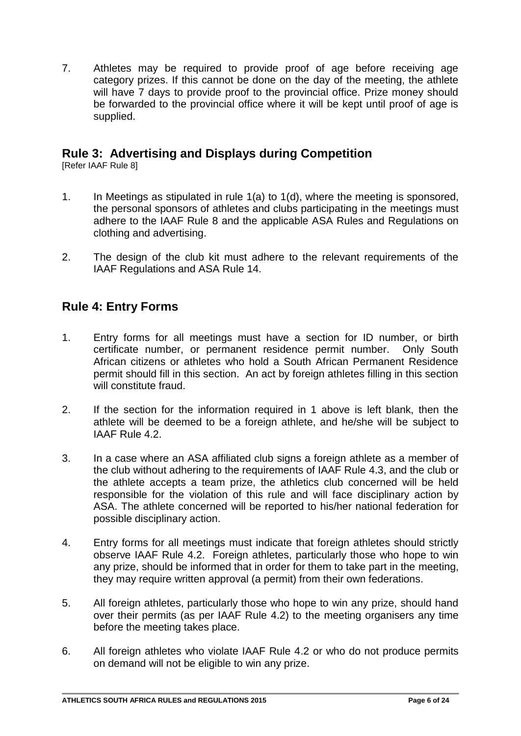7. Athletes may be required to provide proof of age before receiving age category prizes. If this cannot be done on the day of the meeting, the athlete will have 7 days to provide proof to the provincial office. Prize money should be forwarded to the provincial office where it will be kept until proof of age is supplied.

## Rule 3: Advertising and Displays during Competition

[Refer IAAF Rule 8]

1. In Meetings as stipulated in rule 1(a) to 1(d), where the meeting is sponsored, the personal sponsors of athletes and clubs participating in the meetings must adhere to the IAAF Rule 8 and the applicable ASA Rules and Regulations on clothing and advertising.

2. The design of the club kit must adhere to the relevant requirements of the IAAF Regulations and ASA Rule 14.

## Rule 4: Entry Forms

1. Entry forms for all meetings must have a section for ID number, or birth certificate number, or permanent residence permit number. Only South African citizens or athletes who hold a South African Permanent Residence permit should fill in this section. An act by foreign athletes filling in this section will constitute fraud.

2. If the section for the information required in 1 above is left blank, then the athlete will be deemed to be a foreign athlete, and he/she will be subject to IAAF Rule 4.2.

3. In a case where an ASA affiliated club signs a foreign athlete as a member of the club without adhering to the requirements of IAAF Rule 4.3, and the club or the athlete accepts a team prize, the athletics club concerned will be held responsible for the violation of this rule and will face disciplinary action by ASA. The athlete concerned will be reported to his/her national federation for possible disciplinary action.

4. Entry forms for all meetings must indicate that foreign athletes should strictly observe IAAF Rule 4.2. Foreign athletes, particularly those who hope to win any prize, should be informed that in order for them to take part in the meeting, they may require written approval (a permit) from their own federations.

5. All foreign athletes, particularly those who hope to win any prize, should hand over their permits (as per IAAF Rule 4.2) to the meeting organisers any time before the meeting takes place.

6. All foreign athletes who violate IAAF Rule 4.2 or who do not produce permits on demand will not be eligible to win any prize.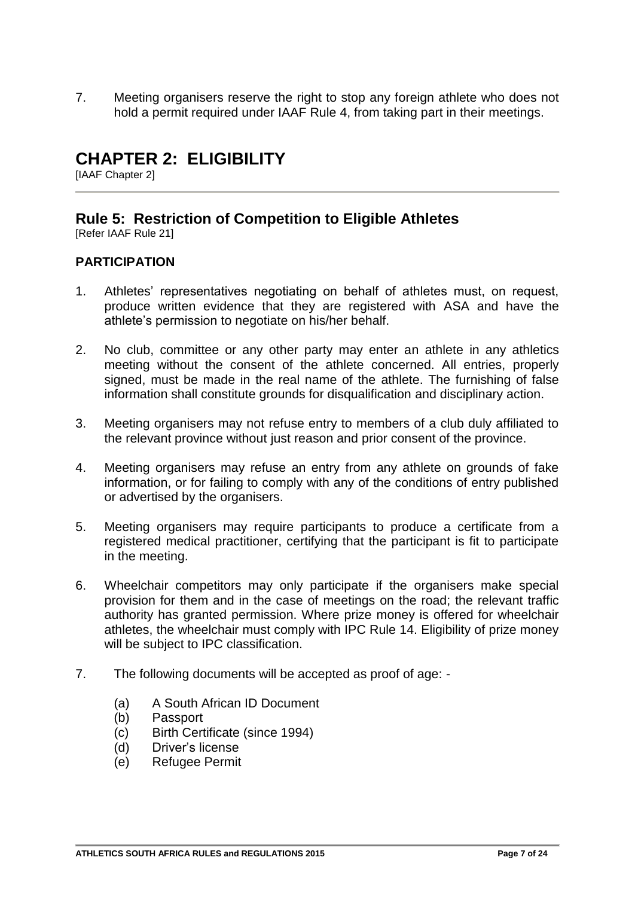7. Meeting organisers reserve the right to stop any foreign athlete who does not hold a permit required under IAAF Rule 4, from taking part in their meetings.

# CHAPTER 2: ELIGIBILITY

[IAAF Chapter 2]

## Rule 5: Restriction of Competition to Eligible Athletes

[Refer IAAF Rule 21]

### PARTICIPATION

1. Athletes' representatives negotiating on behalf of athletes must, on request, produce written evidence that they are registered with ASA and have the athlete's permission to negotiate on his/her behalf.

2. No club, committee or any other party may enter an athlete in any athletics meeting without the consent of the athlete concerned. All entries, properly signed, must be made in the real name of the athlete. The furnishing of false information shall constitute grounds for disqualification and disciplinary action.

3. Meeting organisers may not refuse entry to members of a club duly affiliated to the relevant province without just reason and prior consent of the province.

4. Meeting organisers may refuse an entry from any athlete on grounds of fake information, or for failing to comply with any of the conditions of entry published or advertised by the organisers.

5. Meeting organisers may require participants to produce a certificate from a registered medical practitioner, certifying that the participant is fit to participate in the meeting.

6. Wheelchair competitors may only participate if the organisers make special provision for them and in the case of meetings on the road; the relevant traffic authority has granted permission. Where prize money is offered for wheelchair athletes, the wheelchair must comply with IPC Rule 14. Eligibility of prize money will be subject to IPC classification.

7. The following documents will be accepted as proof of age: -

    (a) A South African ID Document
    (b) Passport
    (c) Birth Certificate (since 1994)
    (d) Driver's license
    (e) Refugee Permit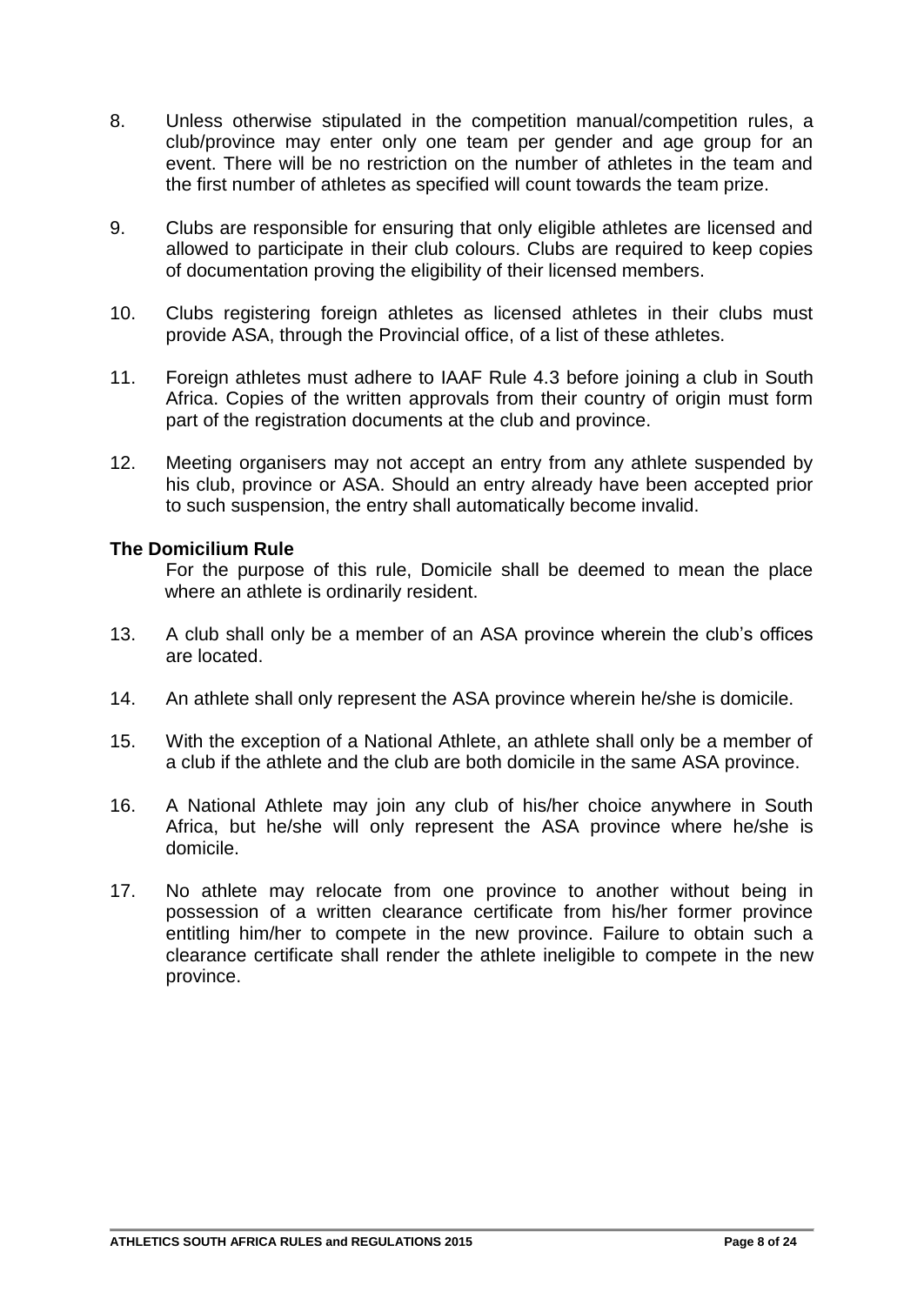8. Unless otherwise stipulated in the competition manual/competition rules, a club/province may enter only one team per gender and age group for an event. There will be no restriction on the number of athletes in the team and the first number of athletes as specified will count towards the team prize.

9. Clubs are responsible for ensuring that only eligible athletes are licensed and allowed to participate in their club colours. Clubs are required to keep copies of documentation proving the eligibility of their licensed members.

10. Clubs registering foreign athletes as licensed athletes in their clubs must provide ASA, through the Provincial office, of a list of these athletes.

11. Foreign athletes must adhere to IAAF Rule 4.3 before joining a club in South Africa. Copies of the written approvals from their country of origin must form part of the registration documents at the club and province.

12. Meeting organisers may not accept an entry from any athlete suspended by his club, province or ASA. Should an entry already have been accepted prior to such suspension, the entry shall automatically become invalid.

**The Domicilium Rule**

For the purpose of this rule, Domicile shall be deemed to mean the place where an athlete is ordinarily resident.

13. A club shall only be a member of an ASA province wherein the club's offices are located.

14. An athlete shall only represent the ASA province wherein he/she is domicile.

15. With the exception of a National Athlete, an athlete shall only be a member of a club if the athlete and the club are both domicile in the same ASA province.

16. A National Athlete may join any club of his/her choice anywhere in South Africa, but he/she will only represent the ASA province where he/she is domicile.

17. No athlete may relocate from one province to another without being in possession of a written clearance certificate from his/her former province entitling him/her to compete in the new province. Failure to obtain such a clearance certificate shall render the athlete ineligible to compete in the new province.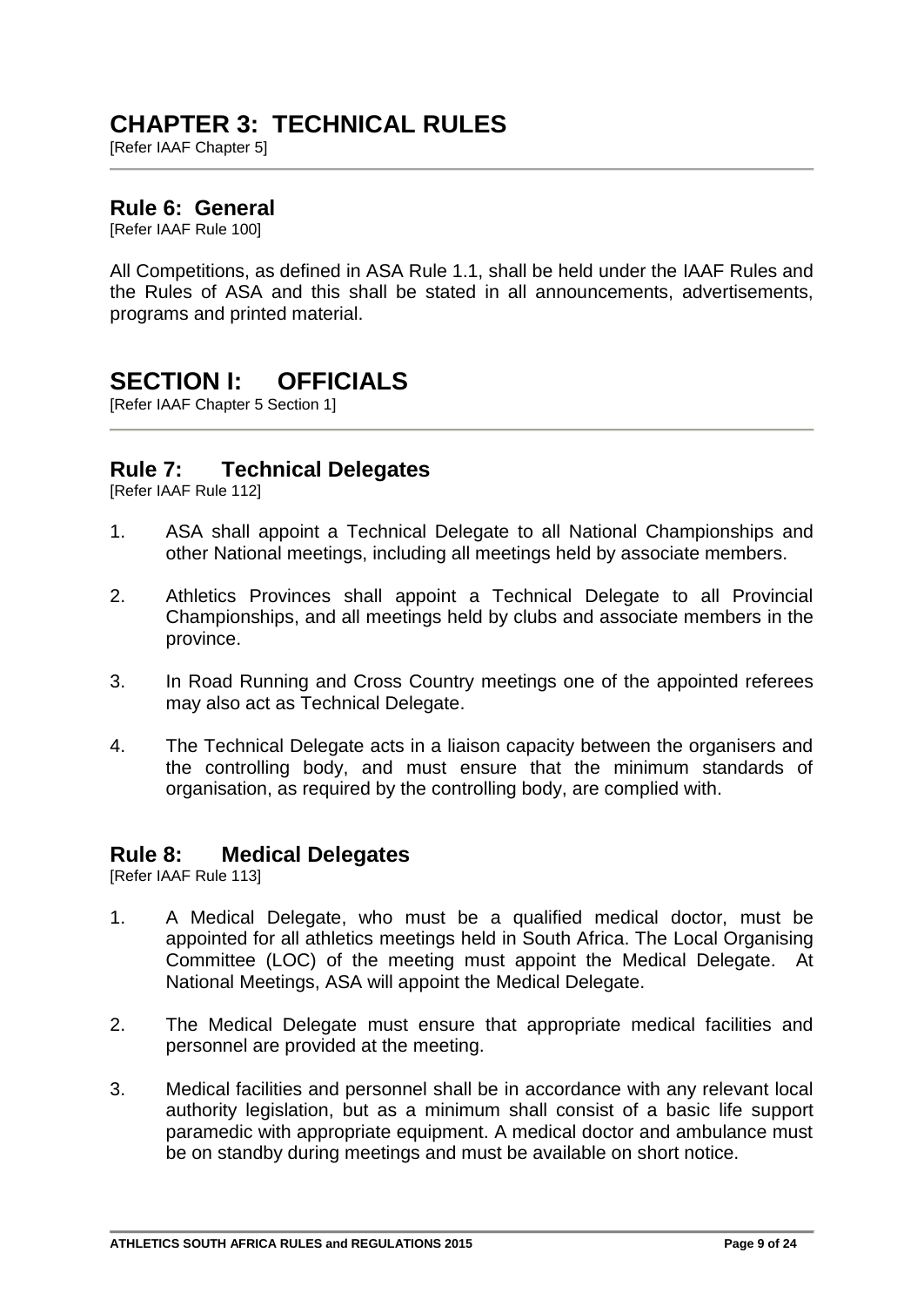# CHAPTER 3: TECHNICAL RULES

[Refer IAAF Chapter 5]

## Rule 6: General

[Refer IAAF Rule 100]

All Competitions, as defined in ASA Rule 1.1, shall be held under the IAAF Rules and the Rules of ASA and this shall be stated in all announcements, advertisements, programs and printed material.

# SECTION I: OFFICIALS

[Refer IAAF Chapter 5 Section 1]

## Rule 7: Technical Delegates

[Refer IAAF Rule 112]

1. ASA shall appoint a Technical Delegate to all National Championships and other National meetings, including all meetings held by associate members.
2. Athletics Provinces shall appoint a Technical Delegate to all Provincial Championships, and all meetings held by clubs and associate members in the province.
3. In Road Running and Cross Country meetings one of the appointed referees may also act as Technical Delegate.
4. The Technical Delegate acts in a liaison capacity between the organisers and the controlling body, and must ensure that the minimum standards of organisation, as required by the controlling body, are complied with.

## Rule 8: Medical Delegates

[Refer IAAF Rule 113]

1. A Medical Delegate, who must be a qualified medical doctor, must be appointed for all athletics meetings held in South Africa. The Local Organising Committee (LOC) of the meeting must appoint the Medical Delegate. At National Meetings, ASA will appoint the Medical Delegate.
2. The Medical Delegate must ensure that appropriate medical facilities and personnel are provided at the meeting.
3. Medical facilities and personnel shall be in accordance with any relevant local authority legislation, but as a minimum shall consist of a basic life support paramedic with appropriate equipment. A medical doctor and ambulance must be on standby during meetings and must be available on short notice.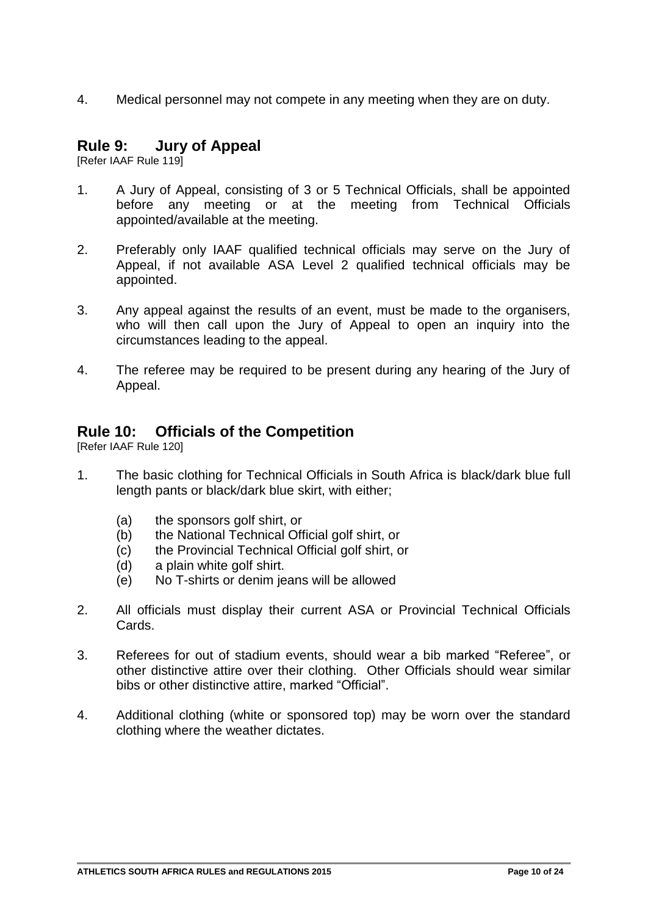4. Medical personnel may not compete in any meeting when they are on duty.

## Rule 9: Jury of Appeal

[Refer IAAF Rule 119]

1. A Jury of Appeal, consisting of 3 or 5 Technical Officials, shall be appointed before any meeting or at the meeting from Technical Officials appointed/available at the meeting.

2. Preferably only IAAF qualified technical officials may serve on the Jury of Appeal, if not available ASA Level 2 qualified technical officials may be appointed.

3. Any appeal against the results of an event, must be made to the organisers, who will then call upon the Jury of Appeal to open an inquiry into the circumstances leading to the appeal.

4. The referee may be required to be present during any hearing of the Jury of Appeal.

## Rule 10: Officials of the Competition

[Refer IAAF Rule 120]

1. The basic clothing for Technical Officials in South Africa is black/dark blue full length pants or black/dark blue skirt, with either;

   (a) the sponsors golf shirt, or
   (b) the National Technical Official golf shirt, or
   (c) the Provincial Technical Official golf shirt, or
   (d) a plain white golf shirt.
   (e) No T-shirts or denim jeans will be allowed

2. All officials must display their current ASA or Provincial Technical Officials Cards.

3. Referees for out of stadium events, should wear a bib marked "Referee", or other distinctive attire over their clothing. Other Officials should wear similar bibs or other distinctive attire, marked "Official".

4. Additional clothing (white or sponsored top) may be worn over the standard clothing where the weather dictates.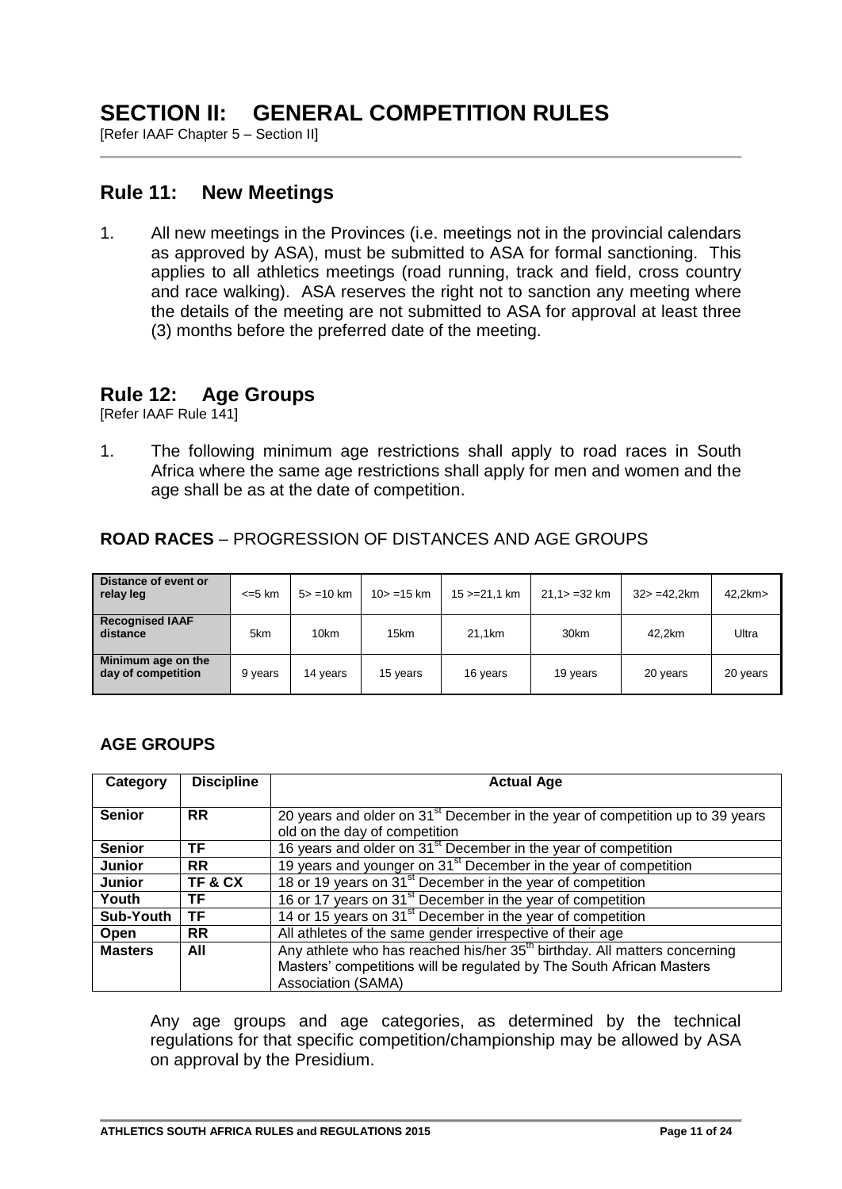# SECTION II: GENERAL COMPETITION RULES

[Refer IAAF Chapter 5 – Section II]

## Rule 11: New Meetings

1. All new meetings in the Provinces (i.e. meetings not in the provincial calendars as approved by ASA), must be submitted to ASA for formal sanctioning. This applies to all athletics meetings (road running, track and field, cross country and race walking). ASA reserves the right not to sanction any meeting where the details of the meeting are not submitted to ASA for approval at least three (3) months before the preferred date of the meeting.

## Rule 12: Age Groups

[Refer IAAF Rule 141]

1. The following minimum age restrictions shall apply to road races in South Africa where the same age restrictions shall apply for men and women and the age shall be as at the date of competition.

### ROAD RACES – PROGRESSION OF DISTANCES AND AGE GROUPS

| **Distance of event or relay leg** | <=5 km | 5> =10 km | 10> =15 km | 15 >=21,1 km | 21,1> =32 km | 32> =42,2km | 42,2km> |
|---|---|---|---|---|---|---|---|
| **Recognised IAAF distance** | 5km | 10km | 15km | 21,1km | 30km | 42,2km | Ultra |
| **Minimum age on the day of competition** | 9 years | 14 years | 15 years | 16 years | 19 years | 20 years | 20 years |

### AGE GROUPS

| Category | Discipline | Actual Age |
|---|---|---|
| **Senior** | **RR** | 20 years and older on 31st December in the year of competition up to 39 years old on the day of competition |
| **Senior** | **TF** | 16 years and older on 31st December in the year of competition |
| **Junior** | **RR** | 19 years and younger on 31st December in the year of competition |
| **Junior** | **TF & CX** | 18 or 19 years on 31st December in the year of competition |
| **Youth** | **TF** | 16 or 17 years on 31st December in the year of competition |
| **Sub-Youth** | **TF** | 14 or 15 years on 31st December in the year of competition |
| **Open** | **RR** | All athletes of the same gender irrespective of their age |
| **Masters** | **All** | Any athlete who has reached his/her 35th birthday. All matters concerning Masters' competitions will be regulated by The South African Masters Association (SAMA) |

Any age groups and age categories, as determined by the technical regulations for that specific competition/championship may be allowed by ASA on approval by the Presidium.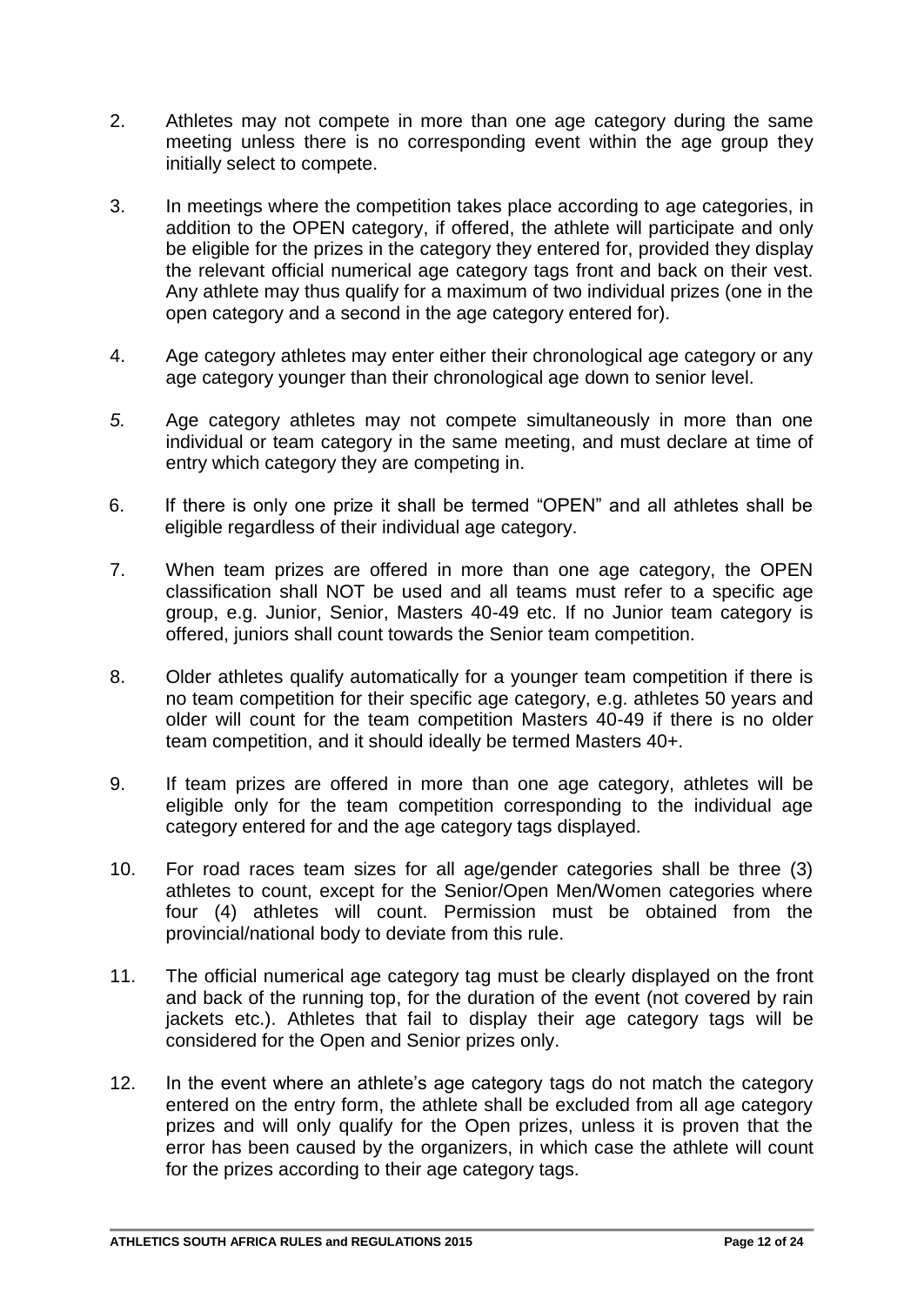2. Athletes may not compete in more than one age category during the same meeting unless there is no corresponding event within the age group they initially select to compete.

3. In meetings where the competition takes place according to age categories, in addition to the OPEN category, if offered, the athlete will participate and only be eligible for the prizes in the category they entered for, provided they display the relevant official numerical age category tags front and back on their vest. Any athlete may thus qualify for a maximum of two individual prizes (one in the open category and a second in the age category entered for).

4. Age category athletes may enter either their chronological age category or any age category younger than their chronological age down to senior level.

*5.* Age category athletes may not compete simultaneously in more than one individual or team category in the same meeting, and must declare at time of entry which category they are competing in.

6. If there is only one prize it shall be termed "OPEN" and all athletes shall be eligible regardless of their individual age category.

7. When team prizes are offered in more than one age category, the OPEN classification shall NOT be used and all teams must refer to a specific age group, e.g. Junior, Senior, Masters 40-49 etc. If no Junior team category is offered, juniors shall count towards the Senior team competition.

8. Older athletes qualify automatically for a younger team competition if there is no team competition for their specific age category, e.g. athletes 50 years and older will count for the team competition Masters 40-49 if there is no older team competition, and it should ideally be termed Masters 40+.

9. If team prizes are offered in more than one age category, athletes will be eligible only for the team competition corresponding to the individual age category entered for and the age category tags displayed.

10. For road races team sizes for all age/gender categories shall be three (3) athletes to count, except for the Senior/Open Men/Women categories where four (4) athletes will count. Permission must be obtained from the provincial/national body to deviate from this rule.

11. The official numerical age category tag must be clearly displayed on the front and back of the running top, for the duration of the event (not covered by rain jackets etc.). Athletes that fail to display their age category tags will be considered for the Open and Senior prizes only.

12. In the event where an athlete's age category tags do not match the category entered on the entry form, the athlete shall be excluded from all age category prizes and will only qualify for the Open prizes, unless it is proven that the error has been caused by the organizers, in which case the athlete will count for the prizes according to their age category tags.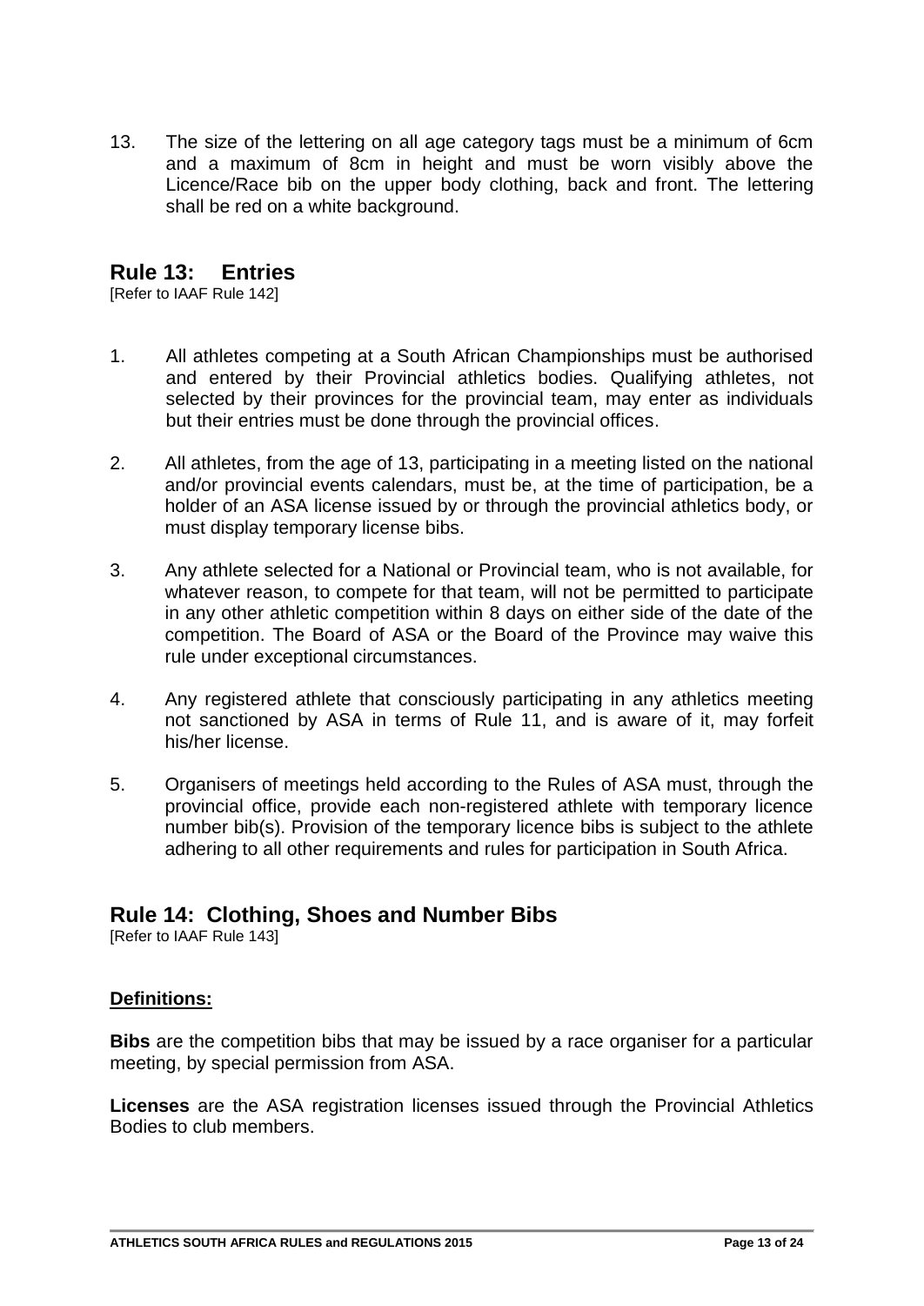13. The size of the lettering on all age category tags must be a minimum of 6cm and a maximum of 8cm in height and must be worn visibly above the Licence/Race bib on the upper body clothing, back and front. The lettering shall be red on a white background.

## Rule 13: Entries

[Refer to IAAF Rule 142]

1. All athletes competing at a South African Championships must be authorised and entered by their Provincial athletics bodies. Qualifying athletes, not selected by their provinces for the provincial team, may enter as individuals but their entries must be done through the provincial offices.

2. All athletes, from the age of 13, participating in a meeting listed on the national and/or provincial events calendars, must be, at the time of participation, be a holder of an ASA license issued by or through the provincial athletics body, or must display temporary license bibs.

3. Any athlete selected for a National or Provincial team, who is not available, for whatever reason, to compete for that team, will not be permitted to participate in any other athletic competition within 8 days on either side of the date of the competition. The Board of ASA or the Board of the Province may waive this rule under exceptional circumstances.

4. Any registered athlete that consciously participating in any athletics meeting not sanctioned by ASA in terms of Rule 11, and is aware of it, may forfeit his/her license.

5. Organisers of meetings held according to the Rules of ASA must, through the provincial office, provide each non-registered athlete with temporary licence number bib(s). Provision of the temporary licence bibs is subject to the athlete adhering to all other requirements and rules for participation in South Africa.

## Rule 14: Clothing, Shoes and Number Bibs

[Refer to IAAF Rule 143]

**Definitions:**

**Bibs** are the competition bibs that may be issued by a race organiser for a particular meeting, by special permission from ASA.

**Licenses** are the ASA registration licenses issued through the Provincial Athletics Bodies to club members.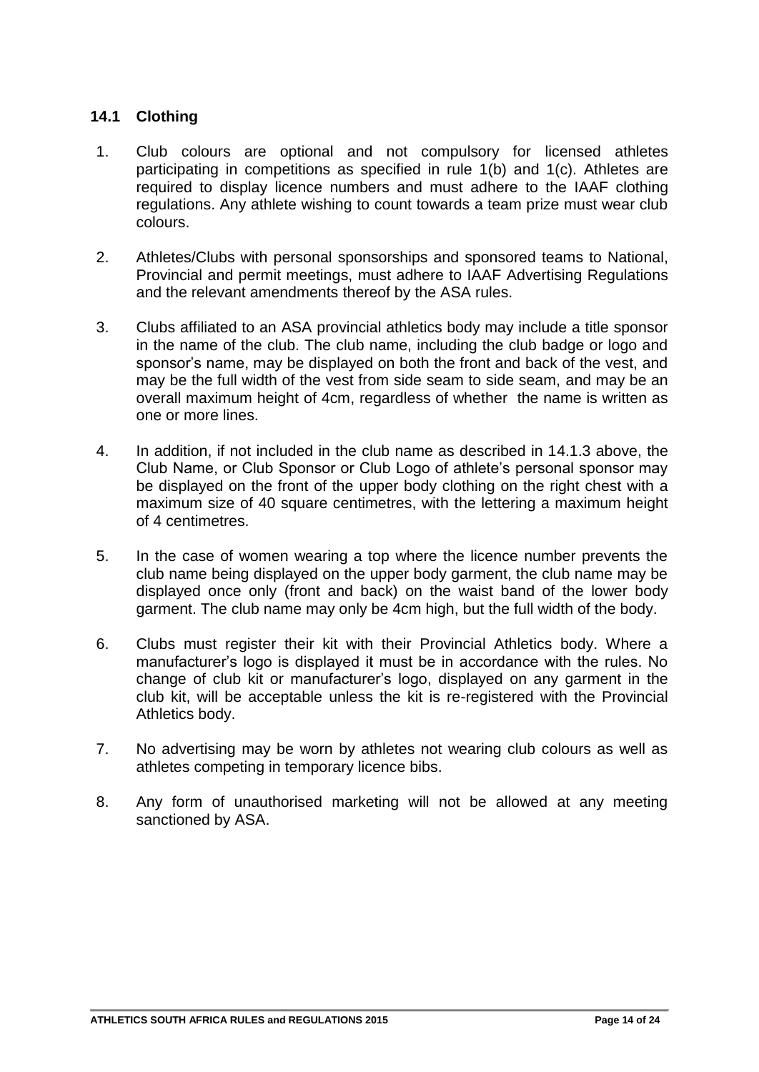### 14.1 Clothing

1. Club colours are optional and not compulsory for licensed athletes participating in competitions as specified in rule 1(b) and 1(c). Athletes are required to display licence numbers and must adhere to the IAAF clothing regulations. Any athlete wishing to count towards a team prize must wear club colours.

2. Athletes/Clubs with personal sponsorships and sponsored teams to National, Provincial and permit meetings, must adhere to IAAF Advertising Regulations and the relevant amendments thereof by the ASA rules.

3. Clubs affiliated to an ASA provincial athletics body may include a title sponsor in the name of the club. The club name, including the club badge or logo and sponsor's name, may be displayed on both the front and back of the vest, and may be the full width of the vest from side seam to side seam, and may be an overall maximum height of 4cm, regardless of whether the name is written as one or more lines.

4. In addition, if not included in the club name as described in 14.1.3 above, the Club Name, or Club Sponsor or Club Logo of athlete's personal sponsor may be displayed on the front of the upper body clothing on the right chest with a maximum size of 40 square centimetres, with the lettering a maximum height of 4 centimetres.

5. In the case of women wearing a top where the licence number prevents the club name being displayed on the upper body garment, the club name may be displayed once only (front and back) on the waist band of the lower body garment. The club name may only be 4cm high, but the full width of the body.

6. Clubs must register their kit with their Provincial Athletics body. Where a manufacturer's logo is displayed it must be in accordance with the rules. No change of club kit or manufacturer's logo, displayed on any garment in the club kit, will be acceptable unless the kit is re-registered with the Provincial Athletics body.

7. No advertising may be worn by athletes not wearing club colours as well as athletes competing in temporary licence bibs.

8. Any form of unauthorised marketing will not be allowed at any meeting sanctioned by ASA.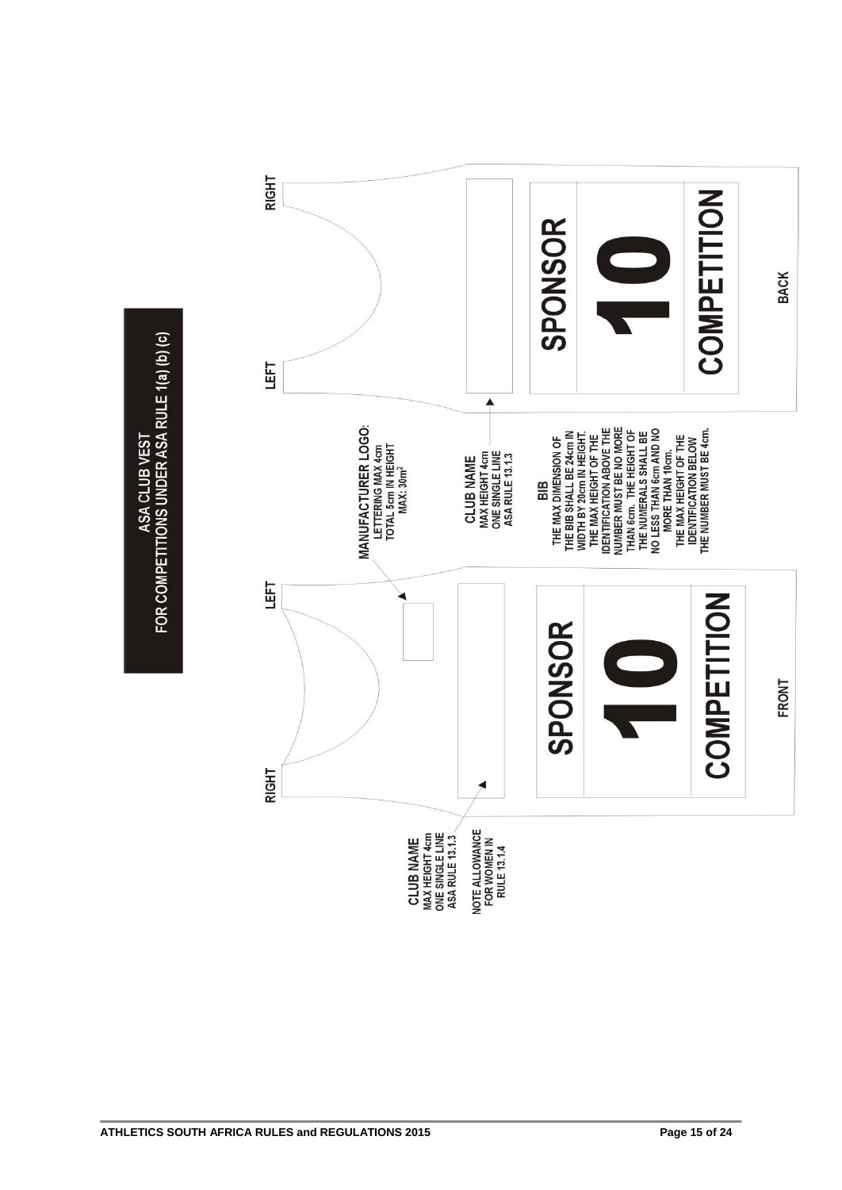## ASA CLUB VEST
## FOR COMPETITIONS UNDER ASA RULE 1(a) (b) (c)

**MANUFACTURER LOGO:**
LETTERING MAX 4cm
TOTAL 5cm IN HEIGHT
MAX: 30m²

**CLUB NAME**
MAX HEIGHT 4cm
ONE SINGLE LINE
ASA RULE 13.1.3

NOTE ALLOWANCE FOR WOMEN IN RULE 13.1.4

**BIB**
THE MAX DIMENSION OF THE BIB SHALL BE 24cm IN WIDTH BY 20cm IN HEIGHT. THE MAX HEIGHT OF THE IDENTIFICATION ABOVE THE NUMBER MUST BE NO MORE THAN 6cm. THE HEIGHT OF THE NUMERALS SHALL BE NO LESS THAN 6cm AND NO MORE THAN 10cm. THE MAX HEIGHT OF THE IDENTIFICATION BELOW THE NUMBER MUST BE 4cm.

RIGHT LEFT

SPONSOR
10
COMPETITION

FRONT

LEFT RIGHT

SPONSOR
10
COMPETITION

BACK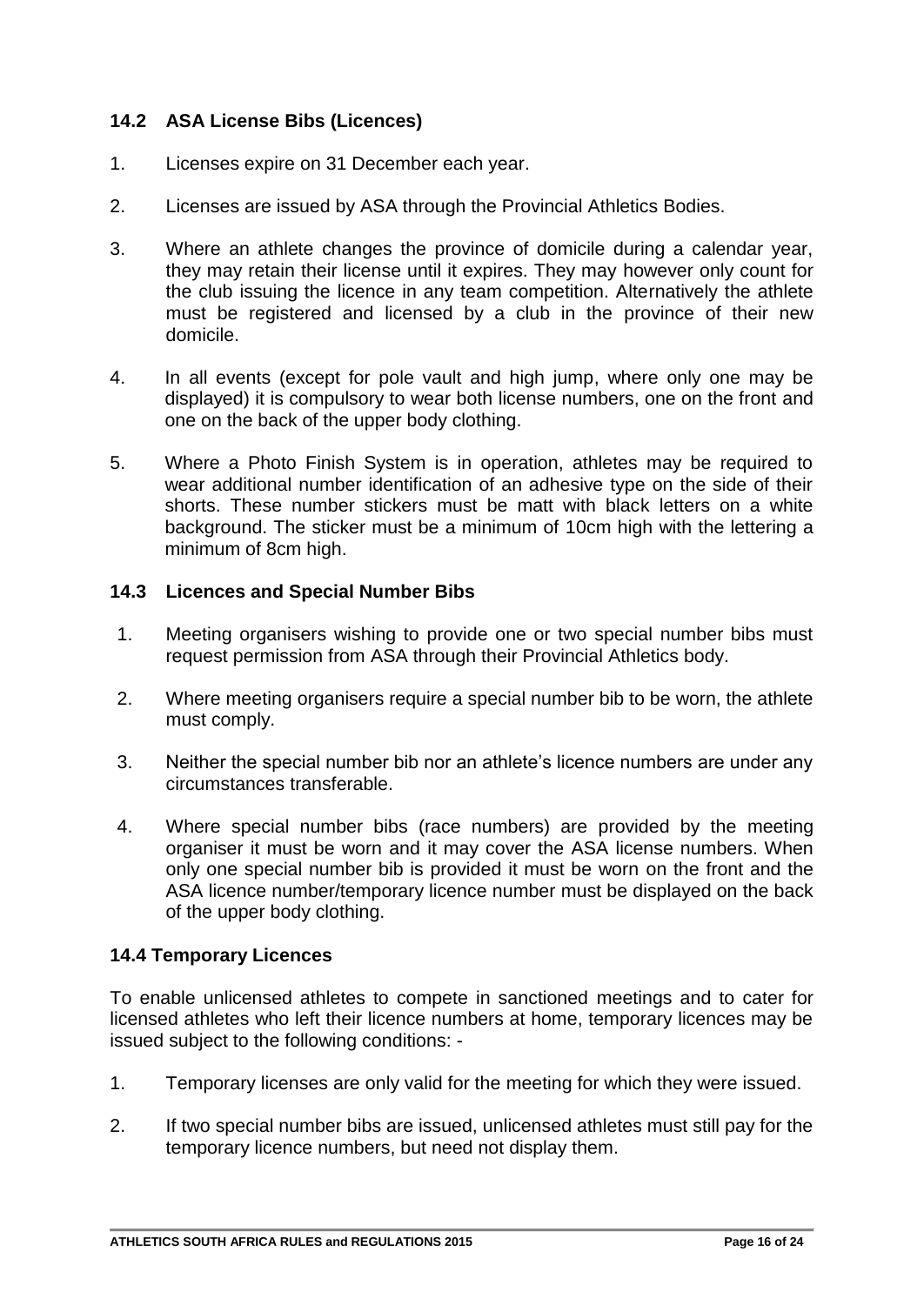### 14.2 ASA License Bibs (Licences)

1. Licenses expire on 31 December each year.

2. Licenses are issued by ASA through the Provincial Athletics Bodies.

3. Where an athlete changes the province of domicile during a calendar year, they may retain their license until it expires. They may however only count for the club issuing the licence in any team competition. Alternatively the athlete must be registered and licensed by a club in the province of their new domicile.

4. In all events (except for pole vault and high jump, where only one may be displayed) it is compulsory to wear both license numbers, one on the front and one on the back of the upper body clothing.

5. Where a Photo Finish System is in operation, athletes may be required to wear additional number identification of an adhesive type on the side of their shorts. These number stickers must be matt with black letters on a white background. The sticker must be a minimum of 10cm high with the lettering a minimum of 8cm high.

### 14.3 Licences and Special Number Bibs

1. Meeting organisers wishing to provide one or two special number bibs must request permission from ASA through their Provincial Athletics body.

2. Where meeting organisers require a special number bib to be worn, the athlete must comply.

3. Neither the special number bib nor an athlete's licence numbers are under any circumstances transferable.

4. Where special number bibs (race numbers) are provided by the meeting organiser it must be worn and it may cover the ASA license numbers. When only one special number bib is provided it must be worn on the front and the ASA licence number/temporary licence number must be displayed on the back of the upper body clothing.

### 14.4 Temporary Licences

To enable unlicensed athletes to compete in sanctioned meetings and to cater for licensed athletes who left their licence numbers at home, temporary licences may be issued subject to the following conditions: -

1. Temporary licenses are only valid for the meeting for which they were issued.

2. If two special number bibs are issued, unlicensed athletes must still pay for the temporary licence numbers, but need not display them.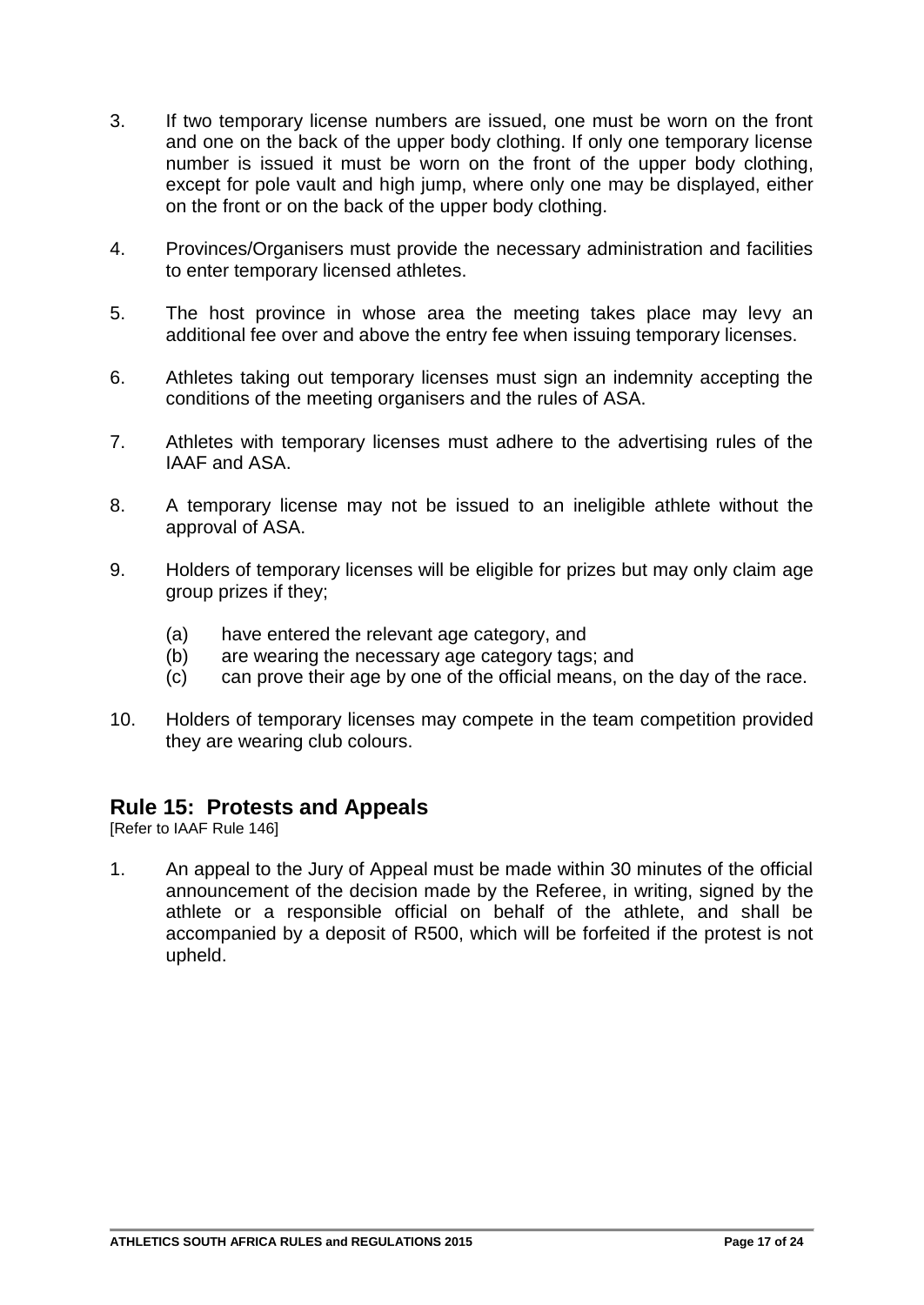3. If two temporary license numbers are issued, one must be worn on the front and one on the back of the upper body clothing. If only one temporary license number is issued it must be worn on the front of the upper body clothing, except for pole vault and high jump, where only one may be displayed, either on the front or on the back of the upper body clothing.

4. Provinces/Organisers must provide the necessary administration and facilities to enter temporary licensed athletes.

5. The host province in whose area the meeting takes place may levy an additional fee over and above the entry fee when issuing temporary licenses.

6. Athletes taking out temporary licenses must sign an indemnity accepting the conditions of the meeting organisers and the rules of ASA.

7. Athletes with temporary licenses must adhere to the advertising rules of the IAAF and ASA.

8. A temporary license may not be issued to an ineligible athlete without the approval of ASA.

9. Holders of temporary licenses will be eligible for prizes but may only claim age group prizes if they;

   (a) have entered the relevant age category, and
   (b) are wearing the necessary age category tags; and
   (c) can prove their age by one of the official means, on the day of the race.

10. Holders of temporary licenses may compete in the team competition provided they are wearing club colours.

## Rule 15: Protests and Appeals

[Refer to IAAF Rule 146]

1. An appeal to the Jury of Appeal must be made within 30 minutes of the official announcement of the decision made by the Referee, in writing, signed by the athlete or a responsible official on behalf of the athlete, and shall be accompanied by a deposit of R500, which will be forfeited if the protest is not upheld.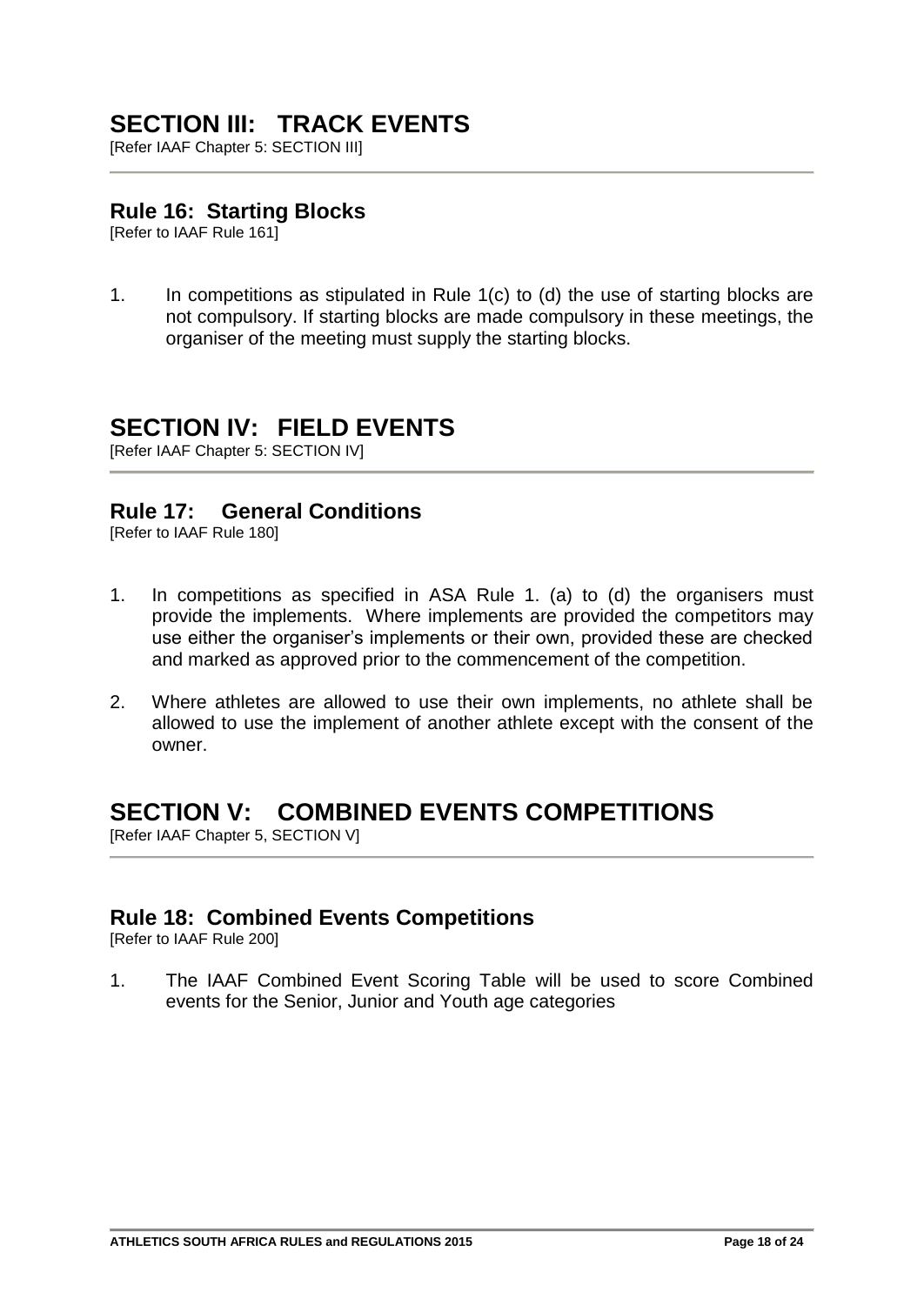# SECTION III: TRACK EVENTS

[Refer IAAF Chapter 5: SECTION III]

## Rule 16: Starting Blocks

[Refer to IAAF Rule 161]

1. In competitions as stipulated in Rule 1(c) to (d) the use of starting blocks are not compulsory. If starting blocks are made compulsory in these meetings, the organiser of the meeting must supply the starting blocks.

# SECTION IV: FIELD EVENTS

[Refer IAAF Chapter 5: SECTION IV]

## Rule 17: General Conditions

[Refer to IAAF Rule 180]

1. In competitions as specified in ASA Rule 1. (a) to (d) the organisers must provide the implements. Where implements are provided the competitors may use either the organiser's implements or their own, provided these are checked and marked as approved prior to the commencement of the competition.

2. Where athletes are allowed to use their own implements, no athlete shall be allowed to use the implement of another athlete except with the consent of the owner.

# SECTION V: COMBINED EVENTS COMPETITIONS

[Refer IAAF Chapter 5, SECTION V]

## Rule 18: Combined Events Competitions

[Refer to IAAF Rule 200]

1. The IAAF Combined Event Scoring Table will be used to score Combined events for the Senior, Junior and Youth age categories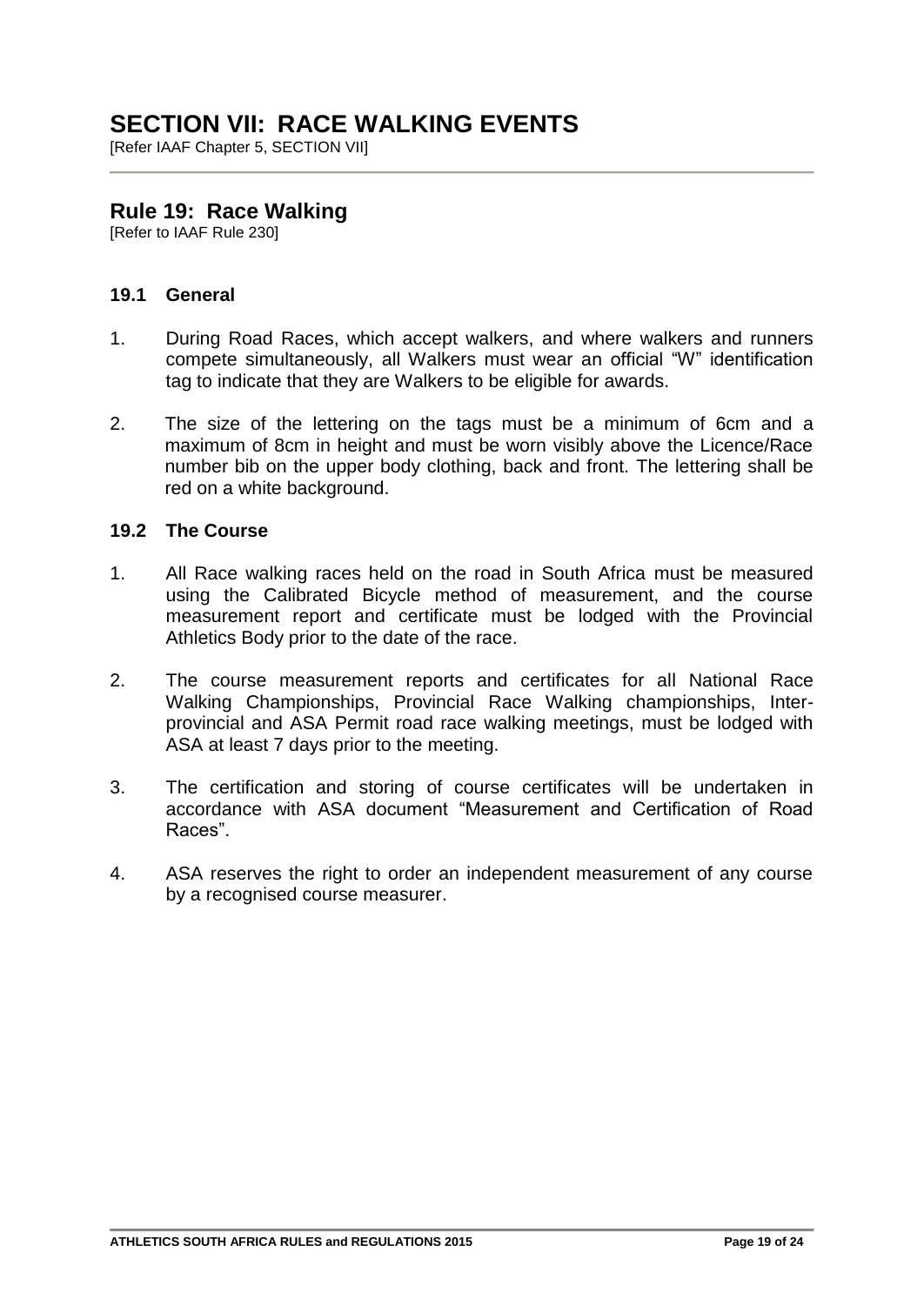# SECTION VII: RACE WALKING EVENTS

[Refer IAAF Chapter 5, SECTION VII]

## Rule 19: Race Walking

[Refer to IAAF Rule 230]

### 19.1 General

1. During Road Races, which accept walkers, and where walkers and runners compete simultaneously, all Walkers must wear an official "W" identification tag to indicate that they are Walkers to be eligible for awards.

2. The size of the lettering on the tags must be a minimum of 6cm and a maximum of 8cm in height and must be worn visibly above the Licence/Race number bib on the upper body clothing, back and front. The lettering shall be red on a white background.

### 19.2 The Course

1. All Race walking races held on the road in South Africa must be measured using the Calibrated Bicycle method of measurement, and the course measurement report and certificate must be lodged with the Provincial Athletics Body prior to the date of the race.

2. The course measurement reports and certificates for all National Race Walking Championships, Provincial Race Walking championships, Inter-provincial and ASA Permit road race walking meetings, must be lodged with ASA at least 7 days prior to the meeting.

3. The certification and storing of course certificates will be undertaken in accordance with ASA document "Measurement and Certification of Road Races".

4. ASA reserves the right to order an independent measurement of any course by a recognised course measurer.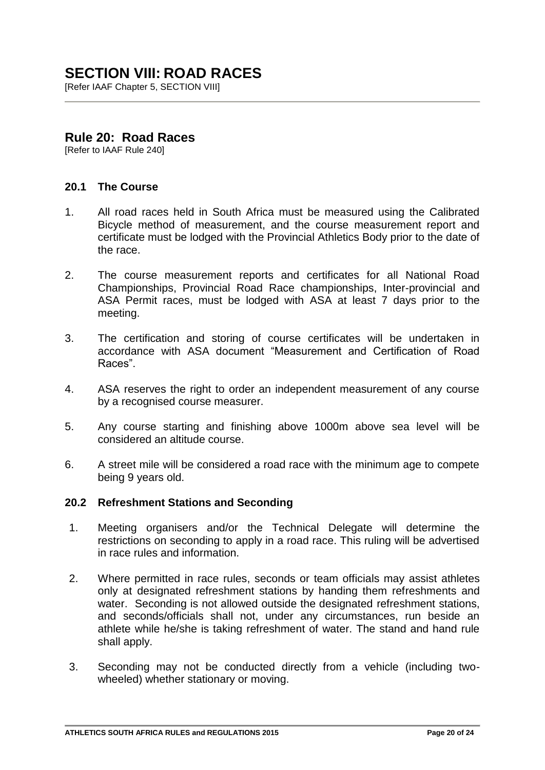# SECTION VIII: ROAD RACES

[Refer IAAF Chapter 5, SECTION VIII]

## Rule 20: Road Races

[Refer to IAAF Rule 240]

### 20.1 The Course

1. All road races held in South Africa must be measured using the Calibrated Bicycle method of measurement, and the course measurement report and certificate must be lodged with the Provincial Athletics Body prior to the date of the race.

2. The course measurement reports and certificates for all National Road Championships, Provincial Road Race championships, Inter-provincial and ASA Permit races, must be lodged with ASA at least 7 days prior to the meeting.

3. The certification and storing of course certificates will be undertaken in accordance with ASA document "Measurement and Certification of Road Races".

4. ASA reserves the right to order an independent measurement of any course by a recognised course measurer.

5. Any course starting and finishing above 1000m above sea level will be considered an altitude course.

6. A street mile will be considered a road race with the minimum age to compete being 9 years old.

### 20.2 Refreshment Stations and Seconding

1. Meeting organisers and/or the Technical Delegate will determine the restrictions on seconding to apply in a road race. This ruling will be advertised in race rules and information.

2. Where permitted in race rules, seconds or team officials may assist athletes only at designated refreshment stations by handing them refreshments and water. Seconding is not allowed outside the designated refreshment stations, and seconds/officials shall not, under any circumstances, run beside an athlete while he/she is taking refreshment of water. The stand and hand rule shall apply.

3. Seconding may not be conducted directly from a vehicle (including two-wheeled) whether stationary or moving.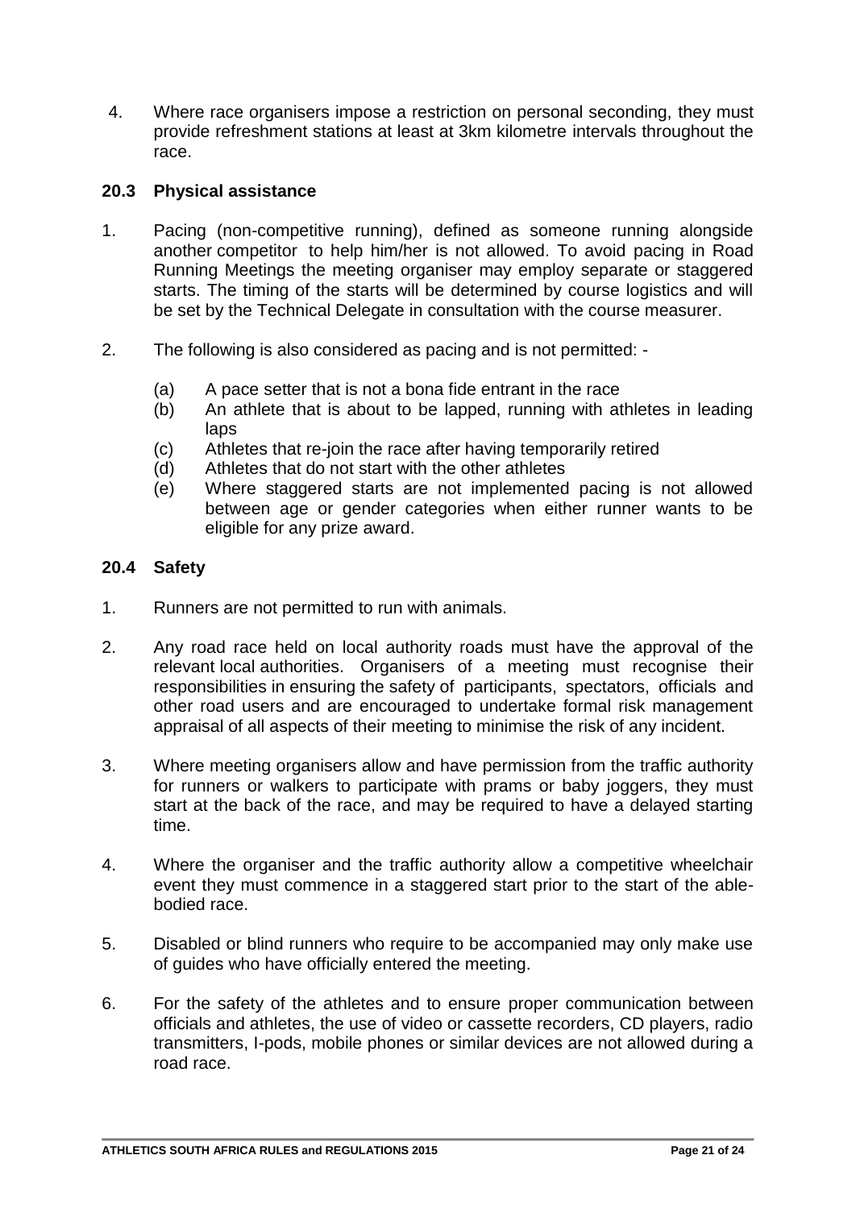4. Where race organisers impose a restriction on personal seconding, they must provide refreshment stations at least at 3km kilometre intervals throughout the race.

### 20.3 Physical assistance

1. Pacing (non-competitive running), defined as someone running alongside another competitor to help him/her is not allowed. To avoid pacing in Road Running Meetings the meeting organiser may employ separate or staggered starts. The timing of the starts will be determined by course logistics and will be set by the Technical Delegate in consultation with the course measurer.

2. The following is also considered as pacing and is not permitted: -

   (a) A pace setter that is not a bona fide entrant in the race
   (b) An athlete that is about to be lapped, running with athletes in leading laps
   (c) Athletes that re-join the race after having temporarily retired
   (d) Athletes that do not start with the other athletes
   (e) Where staggered starts are not implemented pacing is not allowed between age or gender categories when either runner wants to be eligible for any prize award.

### 20.4 Safety

1. Runners are not permitted to run with animals.

2. Any road race held on local authority roads must have the approval of the relevant local authorities. Organisers of a meeting must recognise their responsibilities in ensuring the safety of participants, spectators, officials and other road users and are encouraged to undertake formal risk management appraisal of all aspects of their meeting to minimise the risk of any incident.

3. Where meeting organisers allow and have permission from the traffic authority for runners or walkers to participate with prams or baby joggers, they must start at the back of the race, and may be required to have a delayed starting time.

4. Where the organiser and the traffic authority allow a competitive wheelchair event they must commence in a staggered start prior to the start of the able-bodied race.

5. Disabled or blind runners who require to be accompanied may only make use of guides who have officially entered the meeting.

6. For the safety of the athletes and to ensure proper communication between officials and athletes, the use of video or cassette recorders, CD players, radio transmitters, I-pods, mobile phones or similar devices are not allowed during a road race.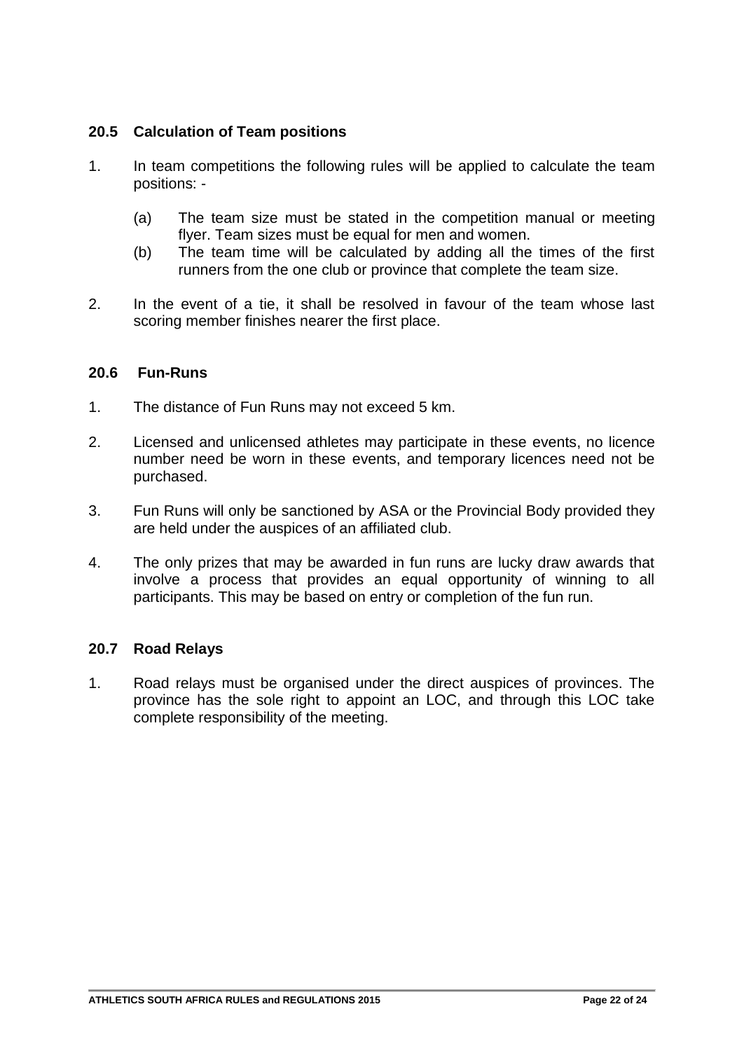### 20.5 Calculation of Team positions

1. In team competitions the following rules will be applied to calculate the team positions: -

   (a) The team size must be stated in the competition manual or meeting flyer. Team sizes must be equal for men and women.

   (b) The team time will be calculated by adding all the times of the first runners from the one club or province that complete the team size.

2. In the event of a tie, it shall be resolved in favour of the team whose last scoring member finishes nearer the first place.

### 20.6 Fun-Runs

1. The distance of Fun Runs may not exceed 5 km.

2. Licensed and unlicensed athletes may participate in these events, no licence number need be worn in these events, and temporary licences need not be purchased.

3. Fun Runs will only be sanctioned by ASA or the Provincial Body provided they are held under the auspices of an affiliated club.

4. The only prizes that may be awarded in fun runs are lucky draw awards that involve a process that provides an equal opportunity of winning to all participants. This may be based on entry or completion of the fun run.

### 20.7 Road Relays

1. Road relays must be organised under the direct auspices of provinces. The province has the sole right to appoint an LOC, and through this LOC take complete responsibility of the meeting.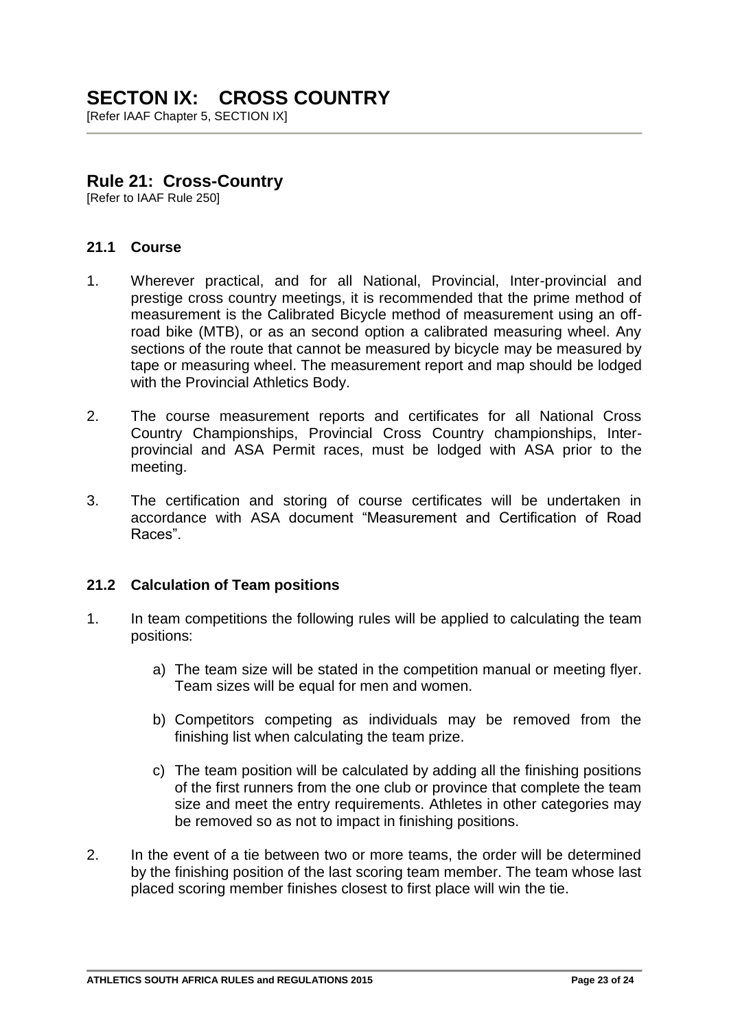# SECTON IX: CROSS COUNTRY

[Refer IAAF Chapter 5, SECTION IX]

## Rule 21: Cross-Country

[Refer to IAAF Rule 250]

### 21.1 Course

1. Wherever practical, and for all National, Provincial, Inter-provincial and prestige cross country meetings, it is recommended that the prime method of measurement is the Calibrated Bicycle method of measurement using an off-road bike (MTB), or as an second option a calibrated measuring wheel. Any sections of the route that cannot be measured by bicycle may be measured by tape or measuring wheel. The measurement report and map should be lodged with the Provincial Athletics Body.

2. The course measurement reports and certificates for all National Cross Country Championships, Provincial Cross Country championships, Inter-provincial and ASA Permit races, must be lodged with ASA prior to the meeting.

3. The certification and storing of course certificates will be undertaken in accordance with ASA document "Measurement and Certification of Road Races".

### 21.2 Calculation of Team positions

1. In team competitions the following rules will be applied to calculating the team positions:

   a) The team size will be stated in the competition manual or meeting flyer. Team sizes will be equal for men and women.

   b) Competitors competing as individuals may be removed from the finishing list when calculating the team prize.

   c) The team position will be calculated by adding all the finishing positions of the first runners from the one club or province that complete the team size and meet the entry requirements. Athletes in other categories may be removed so as not to impact in finishing positions.

2. In the event of a tie between two or more teams, the order will be determined by the finishing position of the last scoring team member. The team whose last placed scoring member finishes closest to first place will win the tie.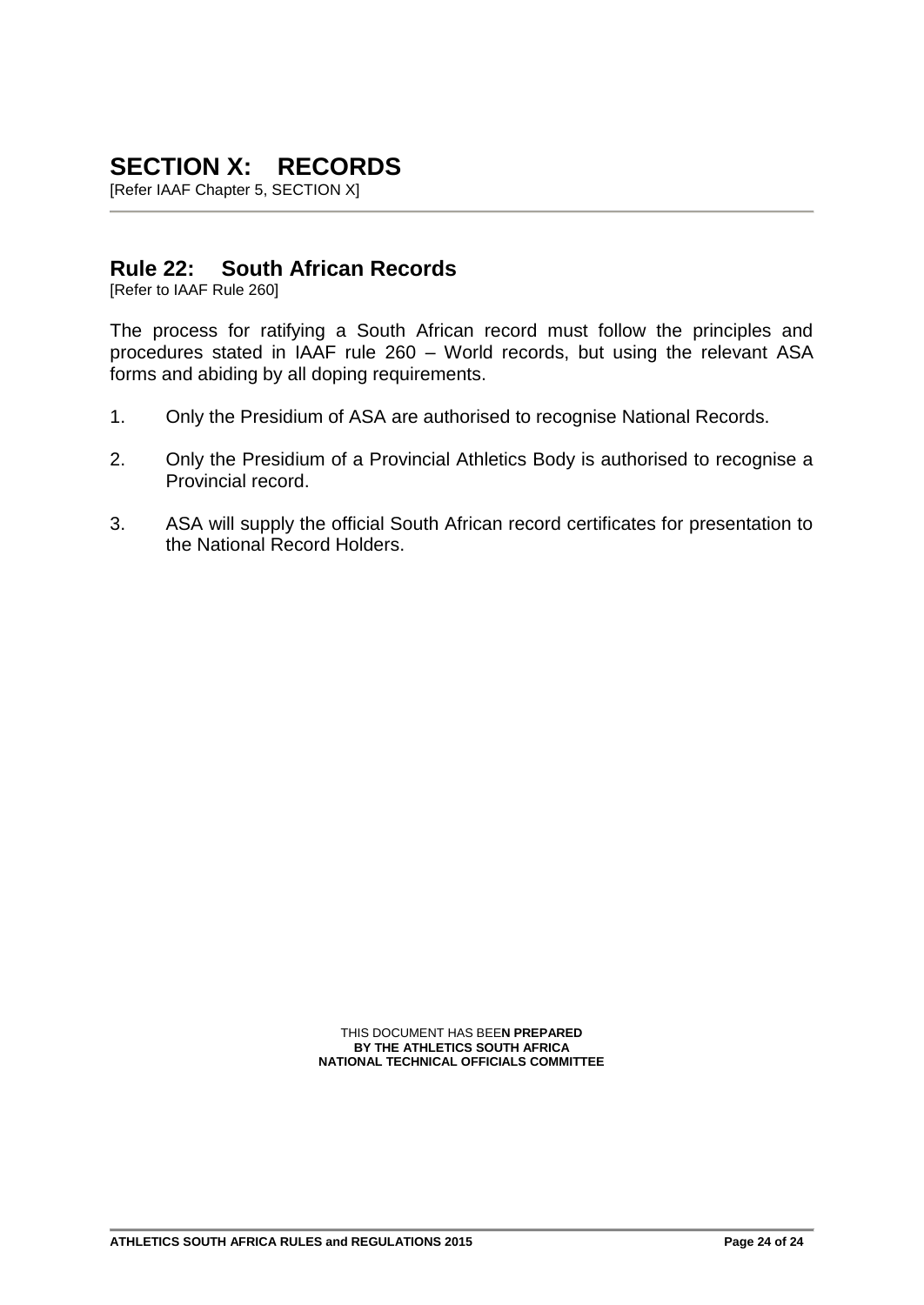# SECTION X: RECORDS

[Refer IAAF Chapter 5, SECTION X]

## Rule 22: South African Records

[Refer to IAAF Rule 260]

The process for ratifying a South African record must follow the principles and procedures stated in IAAF rule 260 – World records, but using the relevant ASA forms and abiding by all doping requirements.

1. Only the Presidium of ASA are authorised to recognise National Records.
2. Only the Presidium of a Provincial Athletics Body is authorised to recognise a Provincial record.
3. ASA will supply the official South African record certificates for presentation to the National Record Holders.

THIS DOCUMENT HAS BEE**N PREPARED**
**BY THE ATHLETICS SOUTH AFRICA**
**NATIONAL TECHNICAL OFFICIALS COMMITTEE**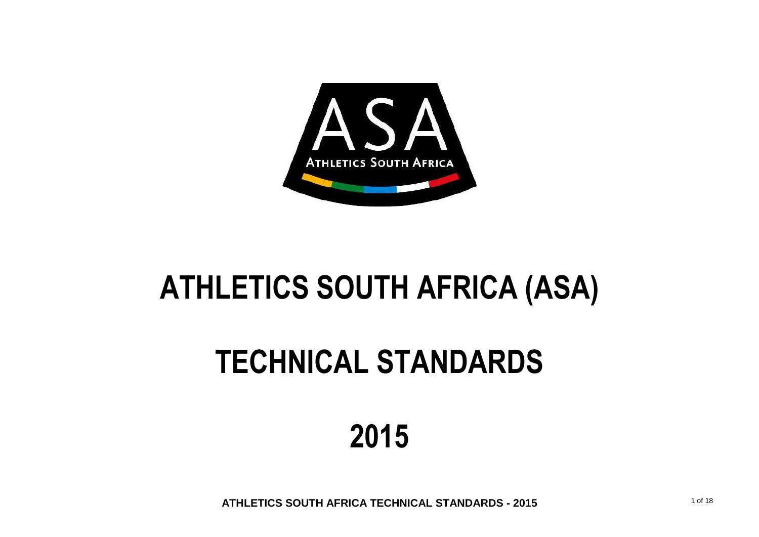# ATHLETICS SOUTH AFRICA (ASA)

# TECHNICAL STANDARDS

# 2015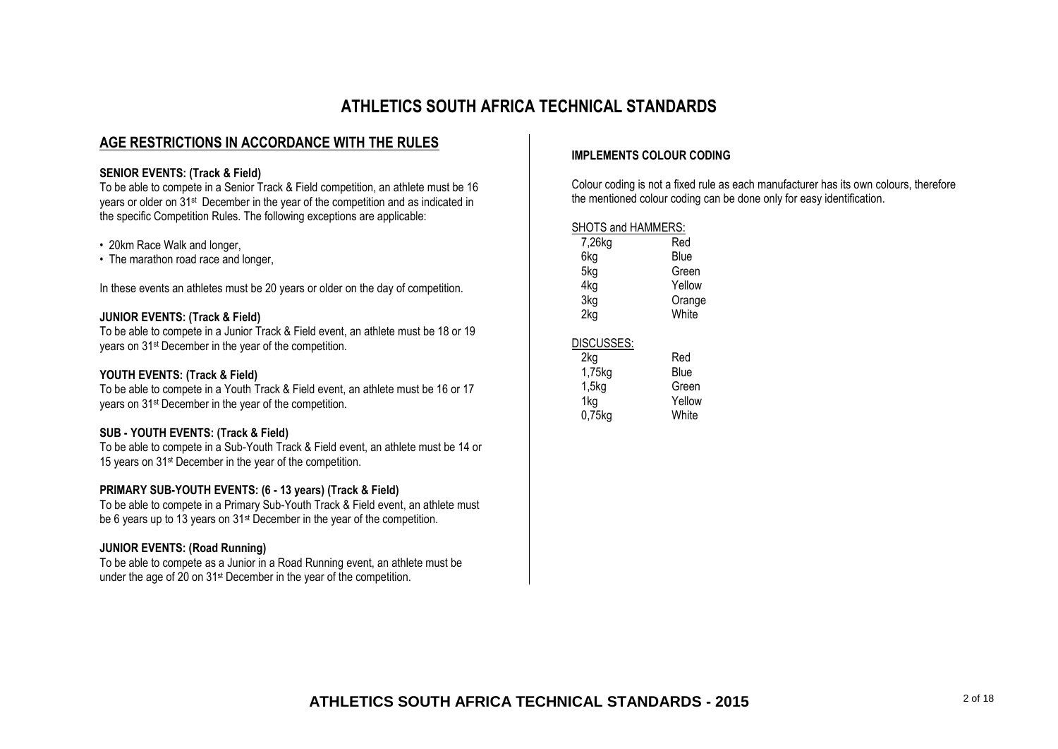# ATHLETICS SOUTH AFRICA TECHNICAL STANDARDS

## AGE RESTRICTIONS IN ACCORDANCE WITH THE RULES

**SENIOR EVENTS: (Track & Field)**

To be able to compete in a Senior Track & Field competition, an athlete must be 16 years or older on 31st December in the year of the competition and as indicated in the specific Competition Rules. The following exceptions are applicable:

- 20km Race Walk and longer,
- The marathon road race and longer,

In these events an athletes must be 20 years or older on the day of competition.

**JUNIOR EVENTS: (Track & Field)**

To be able to compete in a Junior Track & Field event, an athlete must be 18 or 19 years on 31st December in the year of the competition.

**YOUTH EVENTS: (Track & Field)**

To be able to compete in a Youth Track & Field event, an athlete must be 16 or 17 years on 31st December in the year of the competition.

**SUB - YOUTH EVENTS: (Track & Field)**

To be able to compete in a Sub-Youth Track & Field event, an athlete must be 14 or 15 years on 31st December in the year of the competition.

**PRIMARY SUB-YOUTH EVENTS: (6 - 13 years) (Track & Field)**

To be able to compete in a Primary Sub-Youth Track & Field event, an athlete must be 6 years up to 13 years on 31st December in the year of the competition.

**JUNIOR EVENTS: (Road Running)**

To be able to compete as a Junior in a Road Running event, an athlete must be under the age of 20 on 31st December in the year of the competition.

**IMPLEMENTS COLOUR CODING**

Colour coding is not a fixed rule as each manufacturer has its own colours, therefore the mentioned colour coding can be done only for easy identification.

SHOTS and HAMMERS:

| | |
|---|---|
| 7,26kg | Red |
| 6kg | Blue |
| 5kg | Green |
| 4kg | Yellow |
| 3kg | Orange |
| 2kg | White |

DISCUSSES:

| | |
|---|---|
| 2kg | Red |
| 1,75kg | Blue |
| 1,5kg | Green |
| 1kg | Yellow |
| 0,75kg | White |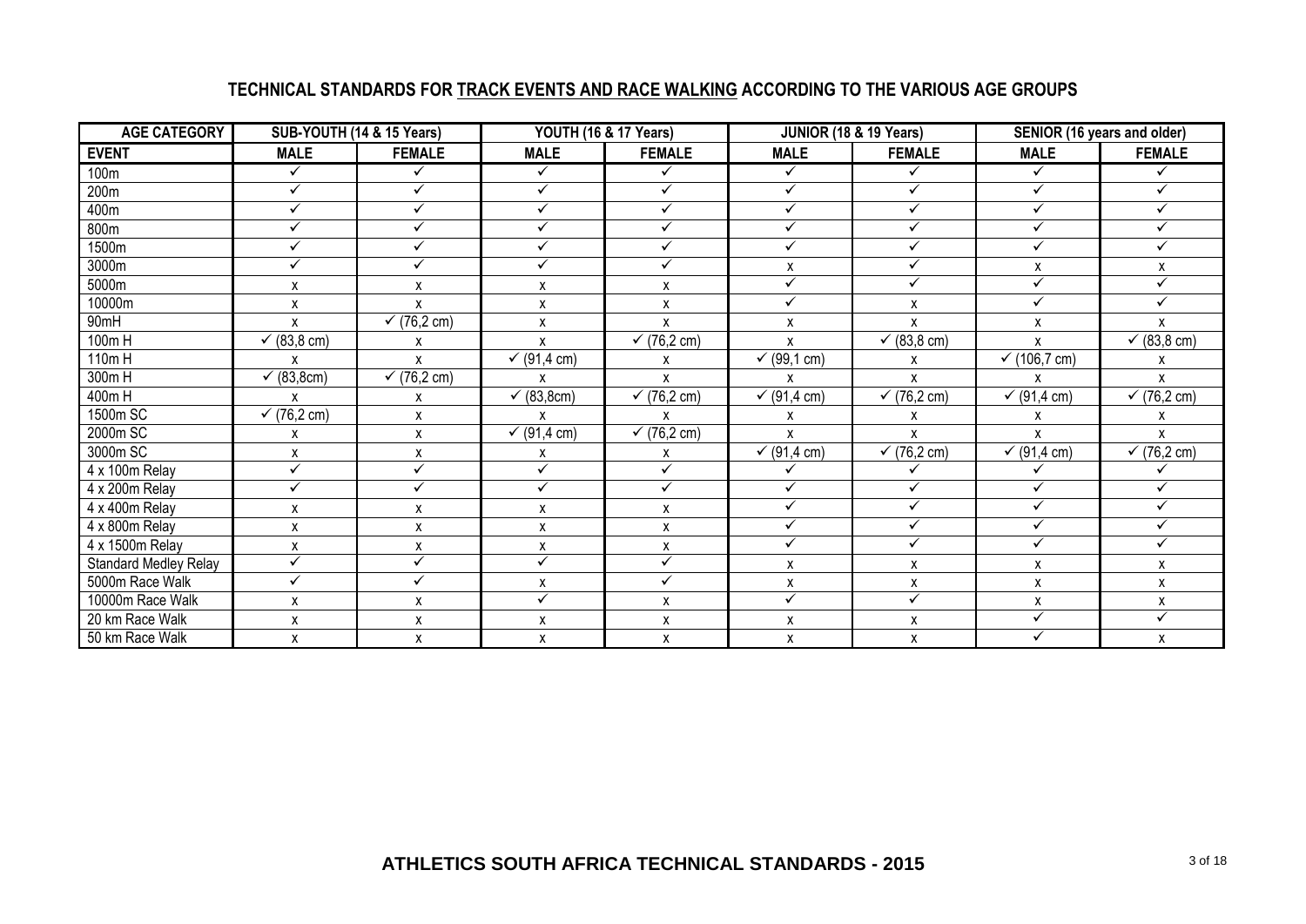## TECHNICAL STANDARDS FOR <u>TRACK EVENTS AND RACE WALKING</u> ACCORDING TO THE VARIOUS AGE GROUPS

| AGE CATEGORY | SUB-YOUTH (14 & 15 Years) | | YOUTH (16 & 17 Years) | | JUNIOR (18 & 19 Years) | | SENIOR (16 years and older) | |
|---|---|---|---|---|---|---|---|---|
| **EVENT** | **MALE** | **FEMALE** | **MALE** | **FEMALE** | **MALE** | **FEMALE** | **MALE** | **FEMALE** |
| 100m | ✓ | ✓ | ✓ | ✓ | ✓ | ✓ | ✓ | ✓ |
| 200m | ✓ | ✓ | ✓ | ✓ | ✓ | ✓ | ✓ | ✓ |
| 400m | ✓ | ✓ | ✓ | ✓ | ✓ | ✓ | ✓ | ✓ |
| 800m | ✓ | ✓ | ✓ | ✓ | ✓ | ✓ | ✓ | ✓ |
| 1500m | ✓ | ✓ | ✓ | ✓ | ✓ | ✓ | ✓ | ✓ |
| 3000m | ✓ | ✓ | ✓ | ✓ | x | ✓ | x | x |
| 5000m | x | x | x | x | ✓ | ✓ | ✓ | ✓ |
| 10000m | x | x | x | x | ✓ | x | ✓ | ✓ |
| 90mH | x | ✓ (76,2 cm) | x | x | x | x | x | x |
| 100m H | ✓ (83,8 cm) | x | x | ✓ (76,2 cm) | x | ✓ (83,8 cm) | x | ✓ (83,8 cm) |
| 110m H | x | x | ✓ (91,4 cm) | x | ✓ (99,1 cm) | x | ✓ (106,7 cm) | x |
| 300m H | ✓ (83,8cm) | ✓ (76,2 cm) | x | x | x | x | x | x |
| 400m H | x | x | ✓ (83,8cm) | ✓ (76,2 cm) | ✓ (91,4 cm) | ✓ (76,2 cm) | ✓ (91,4 cm) | ✓ (76,2 cm) |
| 1500m SC | ✓ (76,2 cm) | x | x | x | x | x | x | x |
| 2000m SC | x | x | ✓ (91,4 cm) | ✓ (76,2 cm) | x | x | x | x |
| 3000m SC | x | x | x | x | ✓ (91,4 cm) | ✓ (76,2 cm) | ✓ (91,4 cm) | ✓ (76,2 cm) |
| 4 x 100m Relay | ✓ | ✓ | ✓ | ✓ | ✓ | ✓ | ✓ | ✓ |
| 4 x 200m Relay | ✓ | ✓ | ✓ | ✓ | ✓ | ✓ | ✓ | ✓ |
| 4 x 400m Relay | x | x | x | x | ✓ | ✓ | ✓ | ✓ |
| 4 x 800m Relay | x | x | x | x | ✓ | ✓ | ✓ | ✓ |
| 4 x 1500m Relay | x | x | x | x | ✓ | ✓ | ✓ | ✓ |
| Standard Medley Relay | ✓ | ✓ | ✓ | ✓ | x | x | x | x |
| 5000m Race Walk | ✓ | ✓ | x | ✓ | x | x | x | x |
| 10000m Race Walk | x | x | ✓ | x | ✓ | ✓ | x | x |
| 20 km Race Walk | x | x | x | x | x | x | ✓ | ✓ |
| 50 km Race Walk | x | x | x | x | x | x | ✓ | x |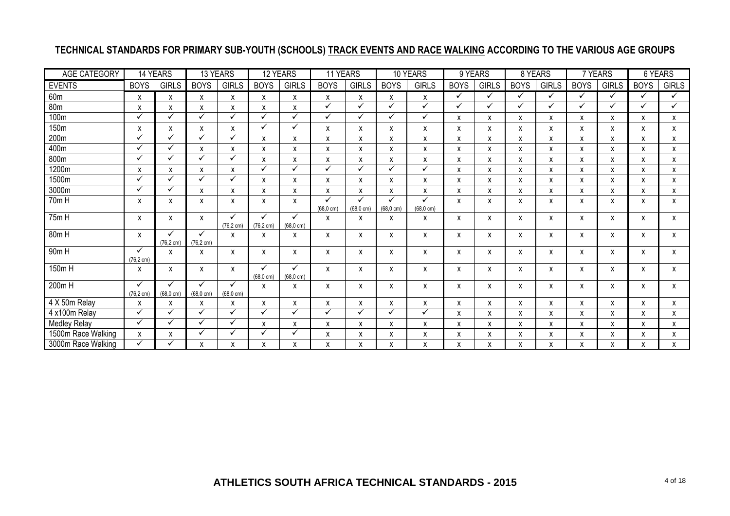## TECHNICAL STANDARDS FOR PRIMARY SUB-YOUTH (SCHOOLS) TRACK EVENTS AND RACE WALKING ACCORDING TO THE VARIOUS AGE GROUPS

| AGE CATEGORY | 14 YEARS | | 13 YEARS | | 12 YEARS | | 11 YEARS | | 10 YEARS | | 9 YEARS | | 8 YEARS | | 7 YEARS | | 6 YEARS | |
|---|---|---|---|---|---|---|---|---|---|---|---|---|---|---|---|---|---|---|
| EVENTS | BOYS | GIRLS | BOYS | GIRLS | BOYS | GIRLS | BOYS | GIRLS | BOYS | GIRLS | BOYS | GIRLS | BOYS | GIRLS | BOYS | GIRLS | BOYS | GIRLS |
| 60m | x | x | x | x | x | x | x | x | x | x | ✓ | ✓ | ✓ | ✓ | ✓ | ✓ | ✓ | ✓ |
| 80m | x | x | x | x | x | x | ✓ | ✓ | ✓ | ✓ | ✓ | ✓ | ✓ | ✓ | ✓ | ✓ | ✓ | ✓ |
| 100m | ✓ | ✓ | ✓ | ✓ | ✓ | ✓ | ✓ | ✓ | ✓ | ✓ | x | x | x | x | x | x | x | x |
| 150m | x | x | x | x | ✓ | ✓ | x | x | x | x | x | x | x | x | x | x | x | x |
| 200m | ✓ | ✓ | ✓ | ✓ | x | x | x | x | x | x | x | x | x | x | x | x | x | x |
| 400m | ✓ | ✓ | x | x | x | x | x | x | x | x | x | x | x | x | x | x | x | x |
| 800m | ✓ | ✓ | ✓ | ✓ | x | x | x | x | x | x | x | x | x | x | x | x | x | x |
| 1200m | x | x | x | x | ✓ | ✓ | ✓ | ✓ | ✓ | ✓ | x | x | x | x | x | x | x | x |
| 1500m | ✓ | ✓ | ✓ | ✓ | x | x | x | x | x | x | x | x | x | x | x | x | x | x |
| 3000m | ✓ | ✓ | x | x | x | x | x | x | x | x | x | x | x | x | x | x | x | x |
| 70m H | x | x | x | x | x | x | ✓ (68,0 cm) | ✓ (68,0 cm) | ✓ (68,0 cm) | ✓ (68,0 cm) | x | x | x | x | x | x | x | x |
| 75m H | x | x | x | ✓ (76,2 cm) | ✓ (76,2 cm) | ✓ (68,0 cm) | x | x | x | x | x | x | x | x | x | x | x | x |
| 80m H | x | ✓ (76,2 cm) | ✓ (76,2 cm) | x | x | x | x | x | x | x | x | x | x | x | x | x | x | x |
| 90m H | ✓ (76,2 cm) | x | x | x | x | x | x | x | x | x | x | x | x | x | x | x | x | x |
| 150m H | x | x | x | x | ✓ (68,0 cm) | ✓ (68,0 cm) | x | x | x | x | x | x | x | x | x | x | x | x |
| 200m H | ✓ (76,2 cm) | ✓ (68,0 cm) | ✓ (68,0 cm) | ✓ (68,0 cm) | x | x | x | x | x | x | x | x | x | x | x | x | x | x |
| 4 X 50m Relay | x | x | x | x | x | x | x | x | x | x | x | x | x | x | x | x | x | x |
| 4 x100m Relay | ✓ | ✓ | ✓ | ✓ | ✓ | ✓ | ✓ | ✓ | ✓ | ✓ | x | x | x | x | x | x | x | x |
| Medley Relay | ✓ | ✓ | ✓ | ✓ | x | x | x | x | x | x | x | x | x | x | x | x | x | x |
| 1500m Race Walking | x | x | ✓ | ✓ | ✓ | ✓ | x | x | x | x | x | x | x | x | x | x | x | x |
| 3000m Race Walking | ✓ | ✓ | x | x | x | x | x | x | x | x | x | x | x | x | x | x | x | x |

**ATHLETICS SOUTH AFRICA TECHNICAL STANDARDS - 2015**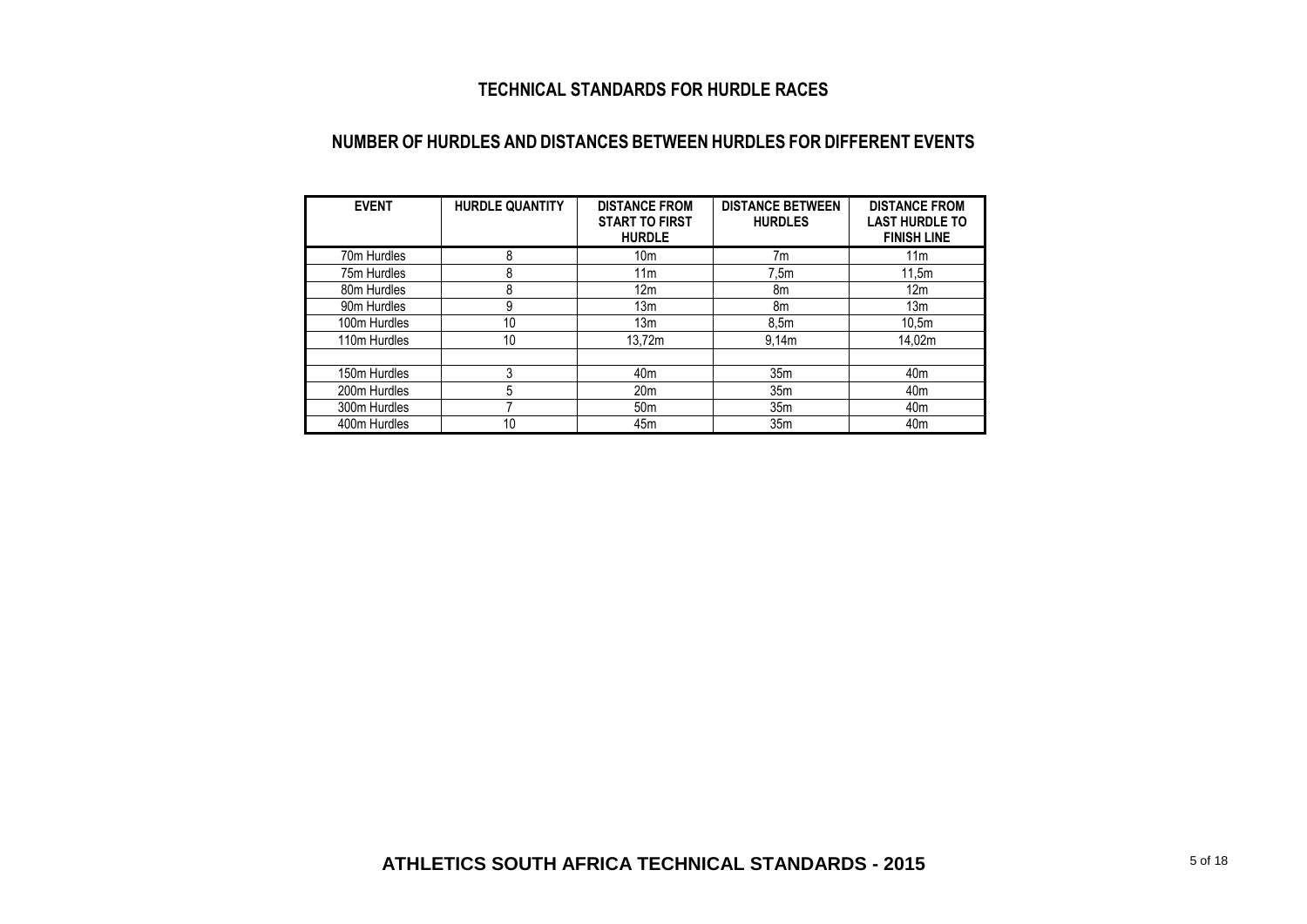# TECHNICAL STANDARDS FOR HURDLE RACES

## NUMBER OF HURDLES AND DISTANCES BETWEEN HURDLES FOR DIFFERENT EVENTS

| EVENT | HURDLE QUANTITY | DISTANCE FROM START TO FIRST HURDLE | DISTANCE BETWEEN HURDLES | DISTANCE FROM LAST HURDLE TO FINISH LINE |
|---|---|---|---|---|
| 70m Hurdles | 8 | 10m | 7m | 11m |
| 75m Hurdles | 8 | 11m | 7,5m | 11,5m |
| 80m Hurdles | 8 | 12m | 8m | 12m |
| 90m Hurdles | 9 | 13m | 8m | 13m |
| 100m Hurdles | 10 | 13m | 8,5m | 10,5m |
| 110m Hurdles | 10 | 13,72m | 9,14m | 14,02m |
| | | | | |
| 150m Hurdles | 3 | 40m | 35m | 40m |
| 200m Hurdles | 5 | 20m | 35m | 40m |
| 300m Hurdles | 7 | 50m | 35m | 40m |
| 400m Hurdles | 10 | 45m | 35m | 40m |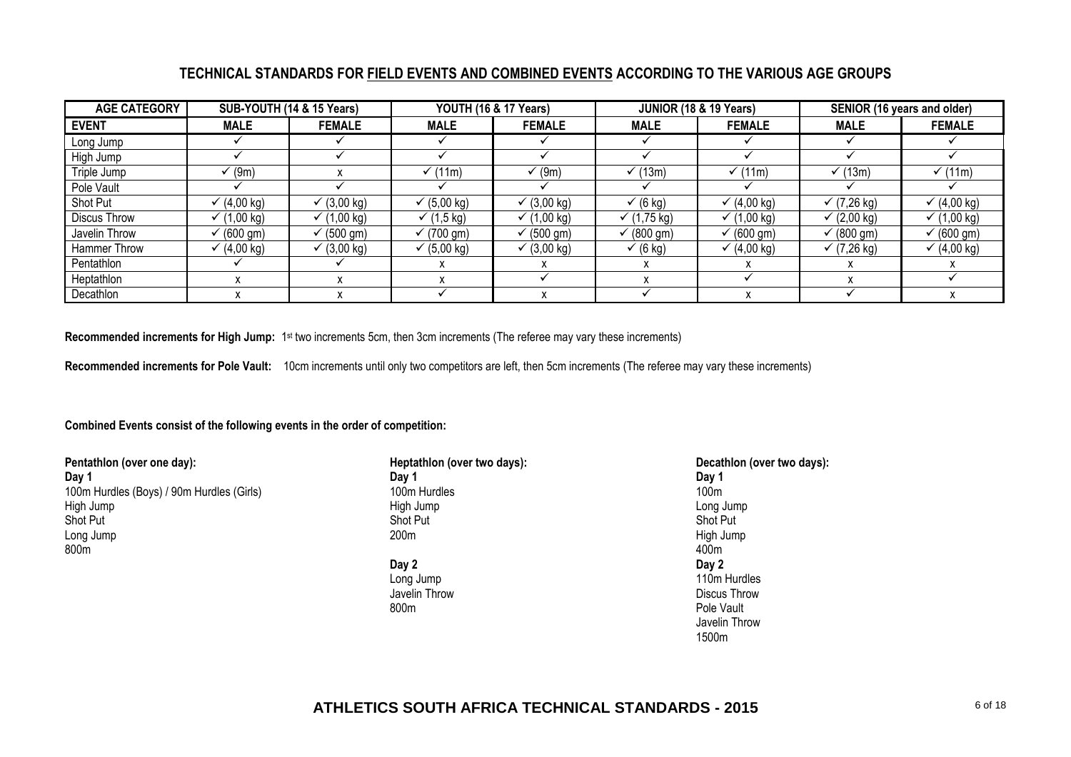## TECHNICAL STANDARDS FOR <u>FIELD EVENTS AND COMBINED EVENTS</u> ACCORDING TO THE VARIOUS AGE GROUPS

| AGE CATEGORY | SUB-YOUTH (14 & 15 Years) | | YOUTH (16 & 17 Years) | | JUNIOR (18 & 19 Years) | | SENIOR (16 years and older) | |
|---|---|---|---|---|---|---|---|---|
| **EVENT** | **MALE** | **FEMALE** | **MALE** | **FEMALE** | **MALE** | **FEMALE** | **MALE** | **FEMALE** |
| Long Jump | ✓ | ✓ | ✓ | ✓ | ✓ | ✓ | ✓ | ✓ |
| High Jump | ✓ | ✓ | ✓ | ✓ | ✓ | ✓ | ✓ | ✓ |
| Triple Jump | ✓ (9m) | x | ✓ (11m) | ✓ (9m) | ✓ (13m) | ✓ (11m) | ✓ (13m) | ✓ (11m) |
| Pole Vault | ✓ | ✓ | ✓ | ✓ | ✓ | ✓ | ✓ | ✓ |
| Shot Put | ✓ (4,00 kg) | ✓ (3,00 kg) | ✓ (5,00 kg) | ✓ (3,00 kg) | ✓ (6 kg) | ✓ (4,00 kg) | ✓ (7,26 kg) | ✓ (4,00 kg) |
| Discus Throw | ✓ (1,00 kg) | ✓ (1,00 kg) | ✓ (1,5 kg) | ✓ (1,00 kg) | ✓ (1,75 kg) | ✓ (1,00 kg) | ✓ (2,00 kg) | ✓ (1,00 kg) |
| Javelin Throw | ✓ (600 gm) | ✓ (500 gm) | ✓ (700 gm) | ✓ (500 gm) | ✓ (800 gm) | ✓ (600 gm) | ✓ (800 gm) | ✓ (600 gm) |
| Hammer Throw | ✓ (4,00 kg) | ✓ (3,00 kg) | ✓ (5,00 kg) | ✓ (3,00 kg) | ✓ (6 kg) | ✓ (4,00 kg) | ✓ (7,26 kg) | ✓ (4,00 kg) |
| Pentathlon | ✓ | ✓ | x | x | x | x | x | x |
| Heptathlon | x | x | x | ✓ | x | ✓ | x | ✓ |
| Decathlon | x | x | ✓ | x | ✓ | x | ✓ | x |

**Recommended increments for High Jump:** 1st two increments 5cm, then 3cm increments (The referee may vary these increments)

**Recommended increments for Pole Vault:** 10cm increments until only two competitors are left, then 5cm increments (The referee may vary these increments)

**Combined Events consist of the following events in the order of competition:**

**Pentathlon (over one day):**
**Day 1**
100m Hurdles (Boys) / 90m Hurdles (Girls)
High Jump
Shot Put
Long Jump
800m

**Heptathlon (over two days):**
**Day 1**
100m Hurdles
High Jump
Shot Put
200m

**Day 2**
Long Jump
Javelin Throw
800m

**Decathlon (over two days):**
**Day 1**
100m
Long Jump
Shot Put
High Jump
400m

**Day 2**
110m Hurdles
Discus Throw
Pole Vault
Javelin Throw
1500m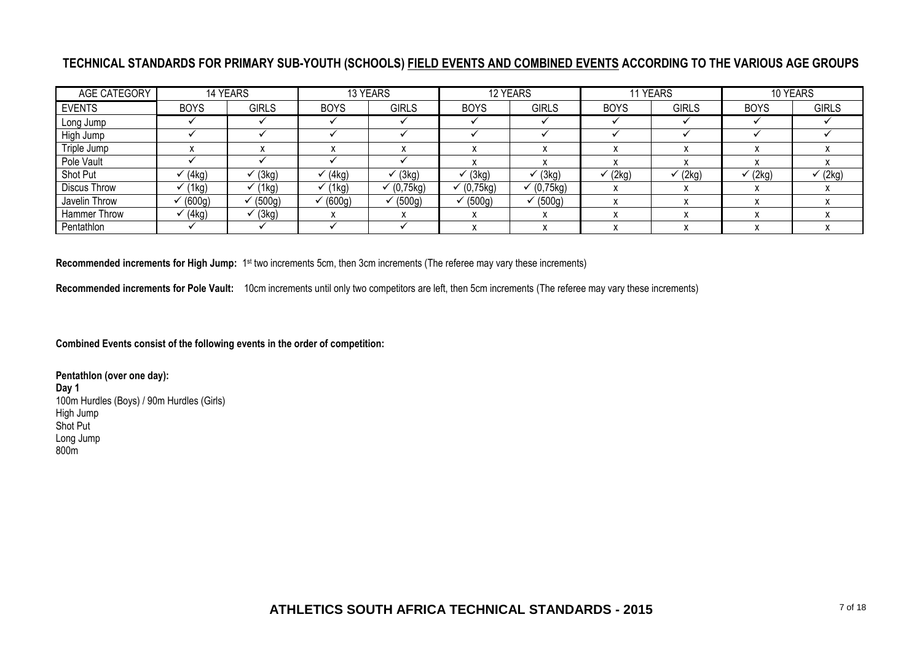## TECHNICAL STANDARDS FOR PRIMARY SUB-YOUTH (SCHOOLS) FIELD EVENTS AND COMBINED EVENTS ACCORDING TO THE VARIOUS AGE GROUPS

| AGE CATEGORY | 14 YEARS | | 13 YEARS | | 12 YEARS | | 11 YEARS | | 10 YEARS | |
|---|---|---|---|---|---|---|---|---|---|---|
| EVENTS | BOYS | GIRLS | BOYS | GIRLS | BOYS | GIRLS | BOYS | GIRLS | BOYS | GIRLS |
| Long Jump | ✓ | ✓ | ✓ | ✓ | ✓ | ✓ | ✓ | ✓ | ✓ | ✓ |
| High Jump | ✓ | ✓ | ✓ | ✓ | ✓ | ✓ | ✓ | ✓ | ✓ | ✓ |
| Triple Jump | x | x | x | x | x | x | x | x | x | x |
| Pole Vault | ✓ | ✓ | ✓ | ✓ | x | x | x | x | x | x |
| Shot Put | ✓ (4kg) | ✓ (3kg) | ✓ (4kg) | ✓ (3kg) | ✓ (3kg) | ✓ (3kg) | ✓ (2kg) | ✓ (2kg) | ✓ (2kg) | ✓ (2kg) |
| Discus Throw | ✓ (1kg) | ✓ (1kg) | ✓ (1kg) | ✓ (0,75kg) | ✓ (0,75kg) | ✓ (0,75kg) | x | x | x | x |
| Javelin Throw | ✓ (600g) | ✓ (500g) | ✓ (600g) | ✓ (500g) | ✓ (500g) | ✓ (500g) | x | x | x | x |
| Hammer Throw | ✓ (4kg) | ✓ (3kg) | x | x | x | x | x | x | x | x |
| Pentathlon | ✓ | ✓ | ✓ | ✓ | x | x | x | x | x | x |

**Recommended increments for High Jump:** 1st two increments 5cm, then 3cm increments (The referee may vary these increments)

**Recommended increments for Pole Vault:** 10cm increments until only two competitors are left, then 5cm increments (The referee may vary these increments)

**Combined Events consist of the following events in the order of competition:**

**Pentathlon (over one day):**
**Day 1**
100m Hurdles (Boys) / 90m Hurdles (Girls)
High Jump
Shot Put
Long Jump
800m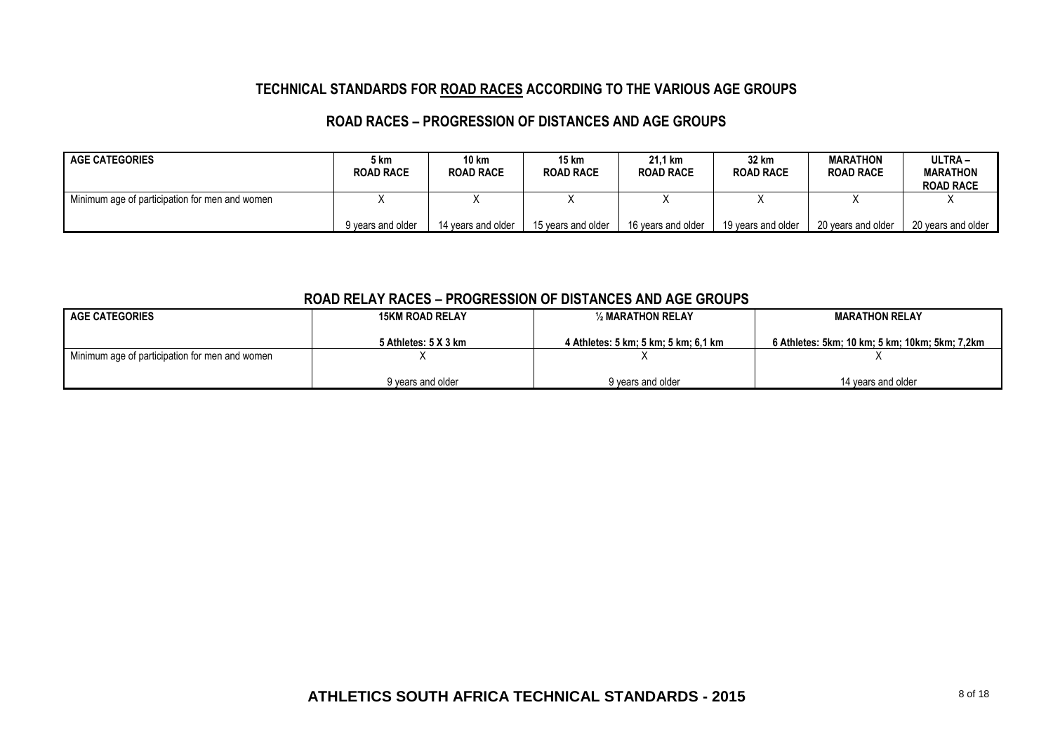## TECHNICAL STANDARDS FOR ROAD RACES ACCORDING TO THE VARIOUS AGE GROUPS

### ROAD RACES – PROGRESSION OF DISTANCES AND AGE GROUPS

| AGE CATEGORIES | 5 km ROAD RACE | 10 km ROAD RACE | 15 km ROAD RACE | 21,1 km ROAD RACE | 32 km ROAD RACE | MARATHON ROAD RACE | ULTRA – MARATHON ROAD RACE |
|---|---|---|---|---|---|---|---|
| Minimum age of participation for men and women | X<br>9 years and older | X<br>14 years and older | X<br>15 years and older | X<br>16 years and older | X<br>19 years and older | X<br>20 years and older | X<br>20 years and older |

### ROAD RELAY RACES – PROGRESSION OF DISTANCES AND AGE GROUPS

| AGE CATEGORIES | 15KM ROAD RELAY<br>5 Athletes: 5 X 3 km | ½ MARATHON RELAY<br>4 Athletes: 5 km; 5 km; 5 km; 6,1 km | MARATHON RELAY<br>6 Athletes: 5km; 10 km; 5 km; 10km; 5km; 7,2km |
|---|---|---|---|
| Minimum age of participation for men and women | X<br>9 years and older | X<br>9 years and older | X<br>14 years and older |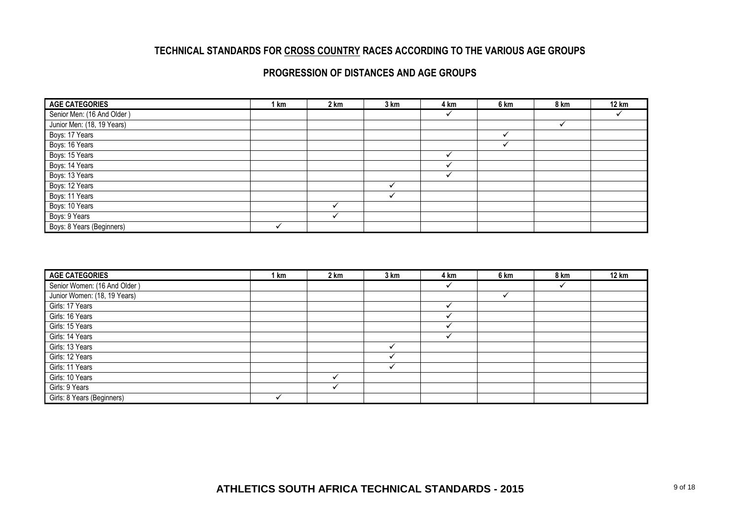## TECHNICAL STANDARDS FOR CROSS COUNTRY RACES ACCORDING TO THE VARIOUS AGE GROUPS

### PROGRESSION OF DISTANCES AND AGE GROUPS

| AGE CATEGORIES | 1 km | 2 km | 3 km | 4 km | 6 km | 8 km | 12 km |
|---|---|---|---|---|---|---|---|
| Senior Men: (16 And Older ) | | | | ✓ | | | ✓ |
| Junior Men: (18, 19 Years) | | | | | | ✓ | |
| Boys: 17 Years | | | | | ✓ | | |
| Boys: 16 Years | | | | | ✓ | | |
| Boys: 15 Years | | | | ✓ | | | |
| Boys: 14 Years | | | | ✓ | | | |
| Boys: 13 Years | | | | ✓ | | | |
| Boys: 12 Years | | | ✓ | | | | |
| Boys: 11 Years | | | ✓ | | | | |
| Boys: 10 Years | | ✓ | | | | | |
| Boys: 9 Years | | ✓ | | | | | |
| Boys: 8 Years (Beginners) | ✓ | | | | | | |

| AGE CATEGORIES | 1 km | 2 km | 3 km | 4 km | 6 km | 8 km | 12 km |
|---|---|---|---|---|---|---|---|
| Senior Women: (16 And Older ) | | | | ✓ | | ✓ | |
| Junior Women: (18, 19 Years) | | | | | ✓ | | |
| Girls: 17 Years | | | | ✓ | | | |
| Girls: 16 Years | | | | ✓ | | | |
| Girls: 15 Years | | | | ✓ | | | |
| Girls: 14 Years | | | | ✓ | | | |
| Girls: 13 Years | | | ✓ | | | | |
| Girls: 12 Years | | | ✓ | | | | |
| Girls: 11 Years | | | ✓ | | | | |
| Girls: 10 Years | | ✓ | | | | | |
| Girls: 9 Years | | ✓ | | | | | |
| Girls: 8 Years (Beginners) | ✓ | | | | | | |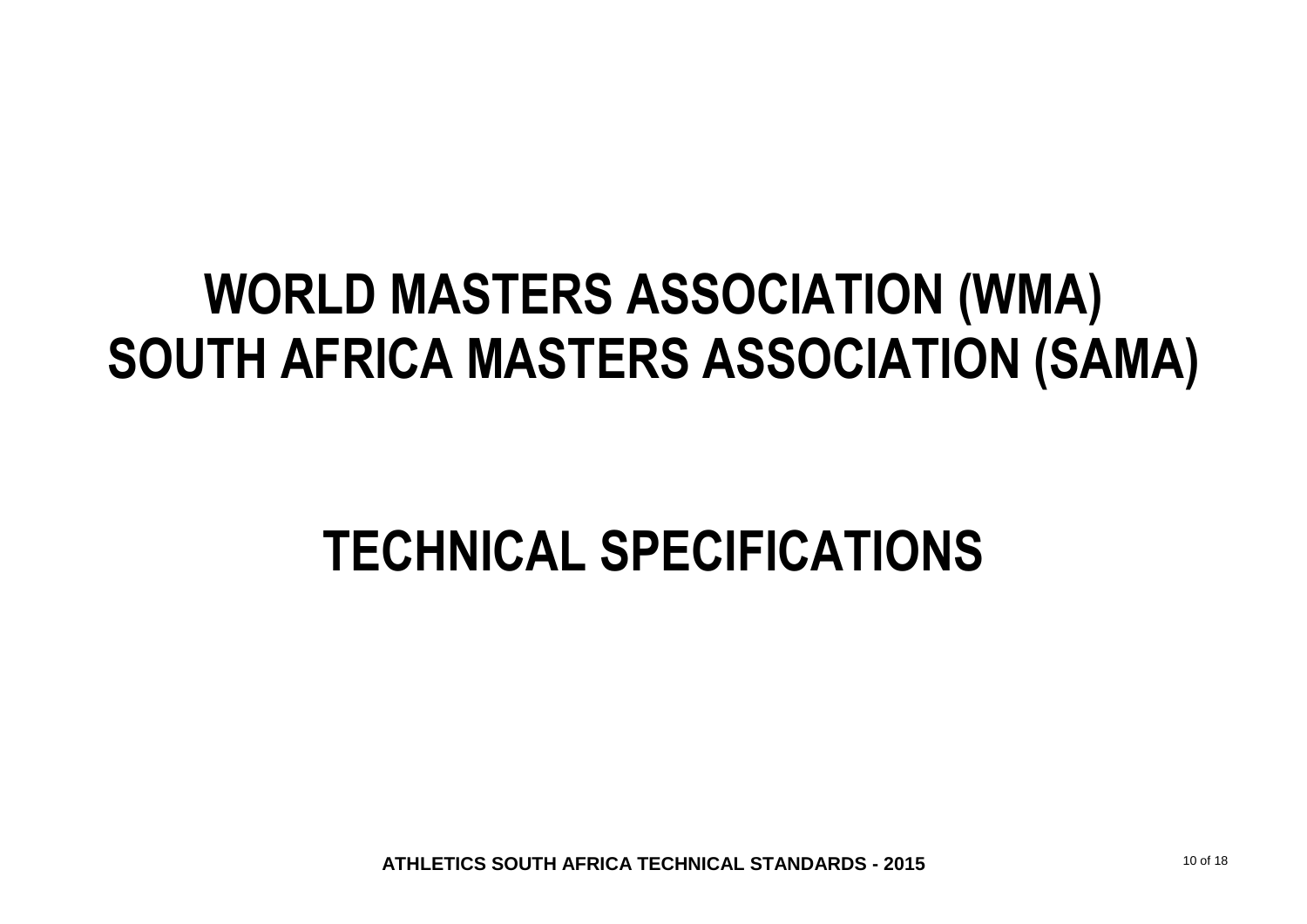# WORLD MASTERS ASSOCIATION (WMA)
# SOUTH AFRICA MASTERS ASSOCIATION (SAMA)

# TECHNICAL SPECIFICATIONS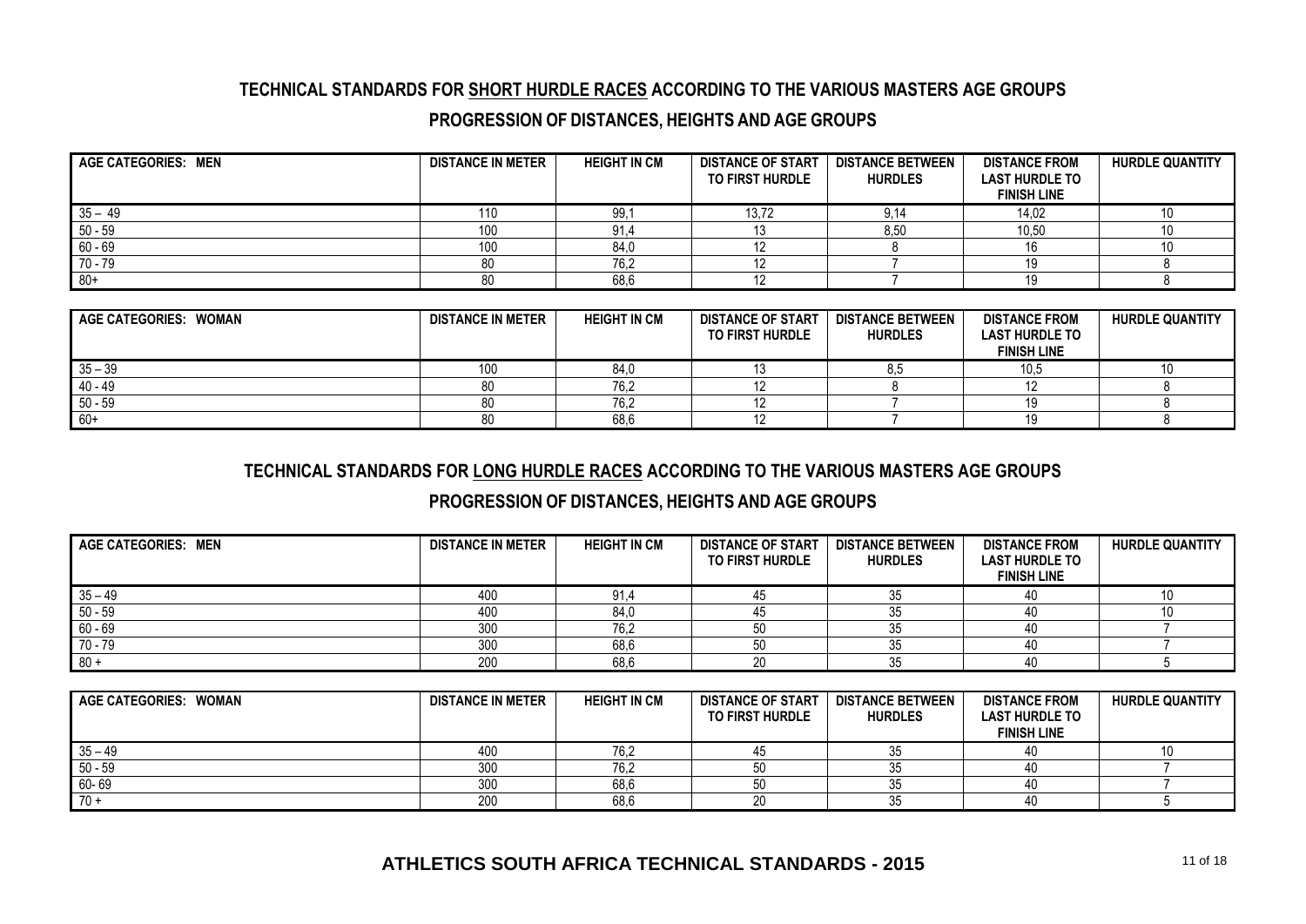## TECHNICAL STANDARDS FOR SHORT HURDLE RACES ACCORDING TO THE VARIOUS MASTERS AGE GROUPS

## PROGRESSION OF DISTANCES, HEIGHTS AND AGE GROUPS

| AGE CATEGORIES: MEN | DISTANCE IN METER | HEIGHT IN CM | DISTANCE OF START TO FIRST HURDLE | DISTANCE BETWEEN HURDLES | DISTANCE FROM LAST HURDLE TO FINISH LINE | HURDLE QUANTITY |
|---|---|---|---|---|---|---|
| 35 – 49 | 110 | 99,1 | 13,72 | 9,14 | 14,02 | 10 |
| 50 - 59 | 100 | 91,4 | 13 | 8,50 | 10,50 | 10 |
| 60 - 69 | 100 | 84,0 | 12 | 8 | 16 | 10 |
| 70 - 79 | 80 | 76,2 | 12 | 7 | 19 | 8 |
| 80+ | 80 | 68,6 | 12 | 7 | 19 | 8 |

| AGE CATEGORIES: WOMAN | DISTANCE IN METER | HEIGHT IN CM | DISTANCE OF START TO FIRST HURDLE | DISTANCE BETWEEN HURDLES | DISTANCE FROM LAST HURDLE TO FINISH LINE | HURDLE QUANTITY |
|---|---|---|---|---|---|---|
| 35 – 39 | 100 | 84,0 | 13 | 8,5 | 10,5 | 10 |
| 40 - 49 | 80 | 76,2 | 12 | 8 | 12 | 8 |
| 50 - 59 | 80 | 76,2 | 12 | 7 | 19 | 8 |
| 60+ | 80 | 68,6 | 12 | 7 | 19 | 8 |

## TECHNICAL STANDARDS FOR LONG HURDLE RACES ACCORDING TO THE VARIOUS MASTERS AGE GROUPS

## PROGRESSION OF DISTANCES, HEIGHTS AND AGE GROUPS

| AGE CATEGORIES: MEN | DISTANCE IN METER | HEIGHT IN CM | DISTANCE OF START TO FIRST HURDLE | DISTANCE BETWEEN HURDLES | DISTANCE FROM LAST HURDLE TO FINISH LINE | HURDLE QUANTITY |
|---|---|---|---|---|---|---|
| 35 – 49 | 400 | 91,4 | 45 | 35 | 40 | 10 |
| 50 - 59 | 400 | 84,0 | 45 | 35 | 40 | 10 |
| 60 - 69 | 300 | 76,2 | 50 | 35 | 40 | 7 |
| 70 - 79 | 300 | 68,6 | 50 | 35 | 40 | 7 |
| 80 + | 200 | 68,6 | 20 | 35 | 40 | 5 |

| AGE CATEGORIES: WOMAN | DISTANCE IN METER | HEIGHT IN CM | DISTANCE OF START TO FIRST HURDLE | DISTANCE BETWEEN HURDLES | DISTANCE FROM LAST HURDLE TO FINISH LINE | HURDLE QUANTITY |
|---|---|---|---|---|---|---|
| 35 – 49 | 400 | 76,2 | 45 | 35 | 40 | 10 |
| 50 - 59 | 300 | 76,2 | 50 | 35 | 40 | 7 |
| 60- 69 | 300 | 68,6 | 50 | 35 | 40 | 7 |
| 70 + | 200 | 68,6 | 20 | 35 | 40 | 5 |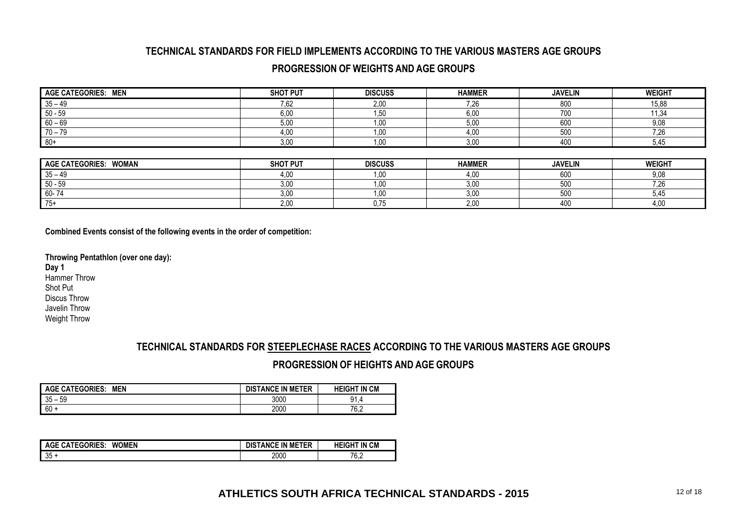## TECHNICAL STANDARDS FOR FIELD IMPLEMENTS ACCORDING TO THE VARIOUS MASTERS AGE GROUPS

### PROGRESSION OF WEIGHTS AND AGE GROUPS

| AGE CATEGORIES: MEN | SHOT PUT | DISCUSS | HAMMER | JAVELIN | WEIGHT |
|---|---|---|---|---|---|
| 35 – 49 | 7,62 | 2,00 | 7,26 | 800 | 15,88 |
| 50 - 59 | 6,00 | 1,50 | 6,00 | 700 | 11,34 |
| 60 – 69 | 5,00 | 1,00 | 5,00 | 600 | 9,08 |
| 70 – 79 | 4,00 | 1,00 | 4,00 | 500 | 7,26 |
| 80+ | 3,00 | 1,00 | 3,00 | 400 | 5,45 |

| AGE CATEGORIES: WOMAN | SHOT PUT | DISCUSS | HAMMER | JAVELIN | WEIGHT |
|---|---|---|---|---|---|
| 35 – 49 | 4,00 | 1,00 | 4,00 | 600 | 9,08 |
| 50 - 59 | 3,00 | 1,00 | 3,00 | 500 | 7,26 |
| 60- 74 | 3,00 | 1,00 | 3,00 | 500 | 5,45 |
| 75+ | 2,00 | 0,75 | 2,00 | 400 | 4,00 |

**Combined Events consist of the following events in the order of competition:**

**Throwing Pentathlon (over one day):**
**Day 1**
Hammer Throw
Shot Put
Discus Throw
Javelin Throw
Weight Throw

## TECHNICAL STANDARDS FOR STEEPLECHASE RACES ACCORDING TO THE VARIOUS MASTERS AGE GROUPS

### PROGRESSION OF HEIGHTS AND AGE GROUPS

| AGE CATEGORIES: MEN | DISTANCE IN METER | HEIGHT IN CM |
|---|---|---|
| 35 – 59 | 3000 | 91,4 |
| 60 + | 2000 | 76,2 |

| AGE CATEGORIES: WOMEN | DISTANCE IN METER | HEIGHT IN CM |
|---|---|---|
| 35 + | 2000 | 76,2 |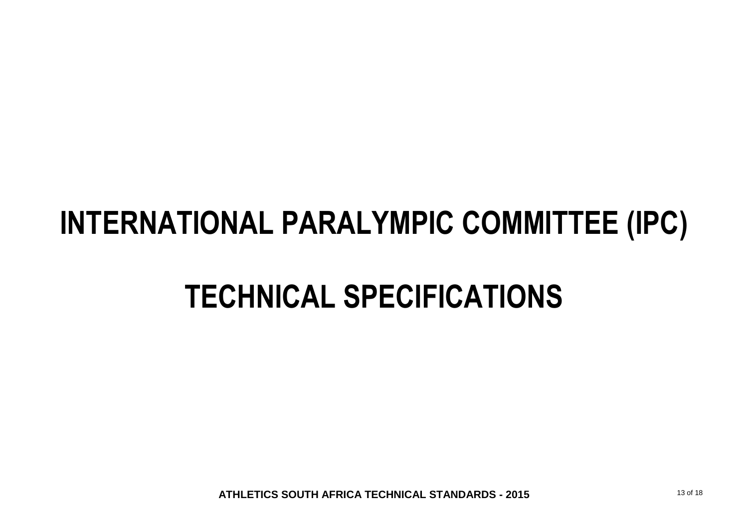# INTERNATIONAL PARALYMPIC COMMITTEE (IPC)

# TECHNICAL SPECIFICATIONS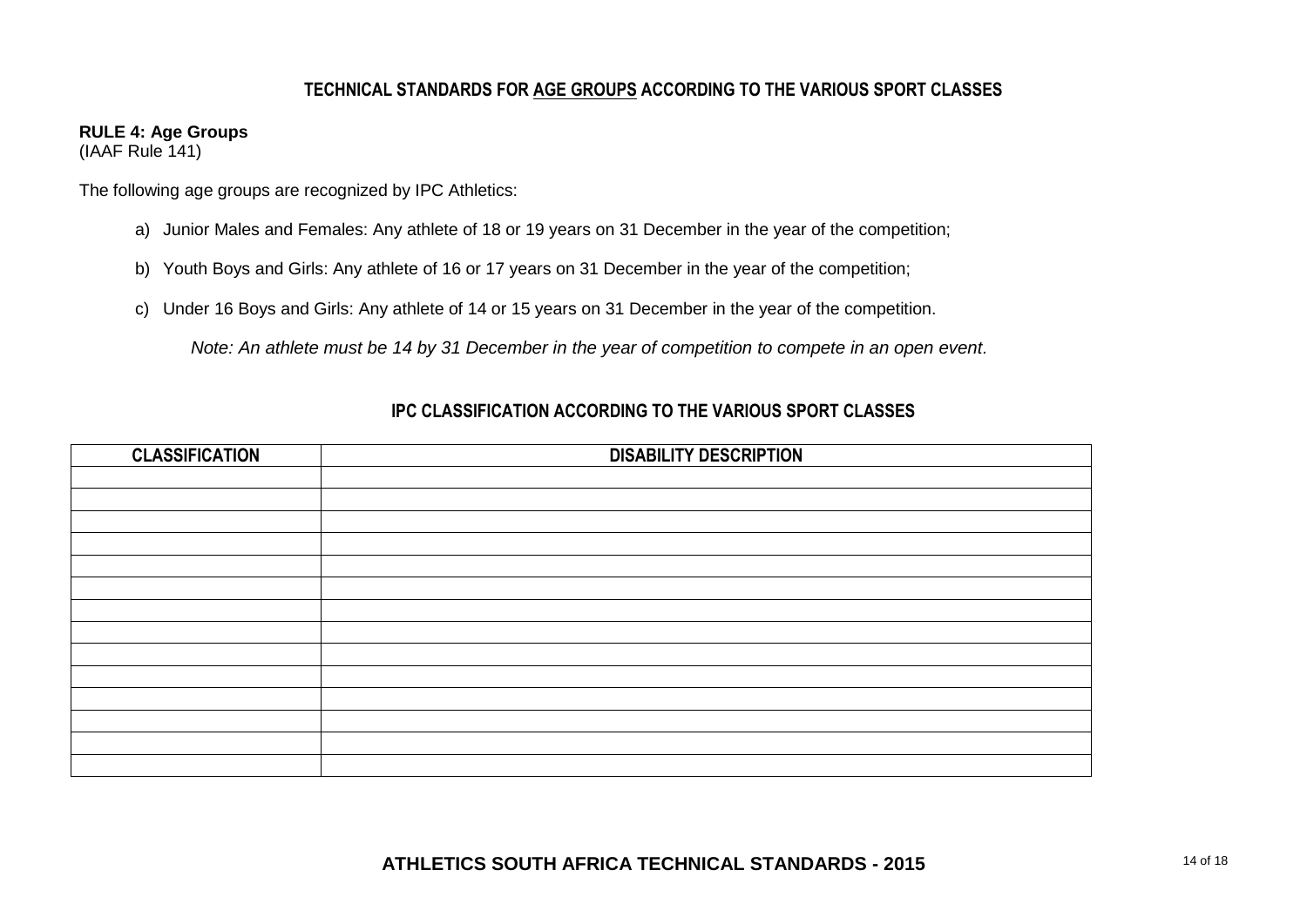## TECHNICAL STANDARDS FOR AGE GROUPS ACCORDING TO THE VARIOUS SPORT CLASSES

**RULE 4: Age Groups**
(IAAF Rule 141)

The following age groups are recognized by IPC Athletics:

a) Junior Males and Females: Any athlete of 18 or 19 years on 31 December in the year of the competition;

b) Youth Boys and Girls: Any athlete of 16 or 17 years on 31 December in the year of the competition;

c) Under 16 Boys and Girls: Any athlete of 14 or 15 years on 31 December in the year of the competition.

*Note: An athlete must be 14 by 31 December in the year of competition to compete in an open event.*

## IPC CLASSIFICATION ACCORDING TO THE VARIOUS SPORT CLASSES

| CLASSIFICATION | DISABILITY DESCRIPTION |
|---|---|
| | |
| | |
| | |
| | |
| | |
| | |
| | |
| | |
| | |
| | |
| | |
| | |
| | |
| | |

**ATHLETICS SOUTH AFRICA TECHNICAL STANDARDS - 2015**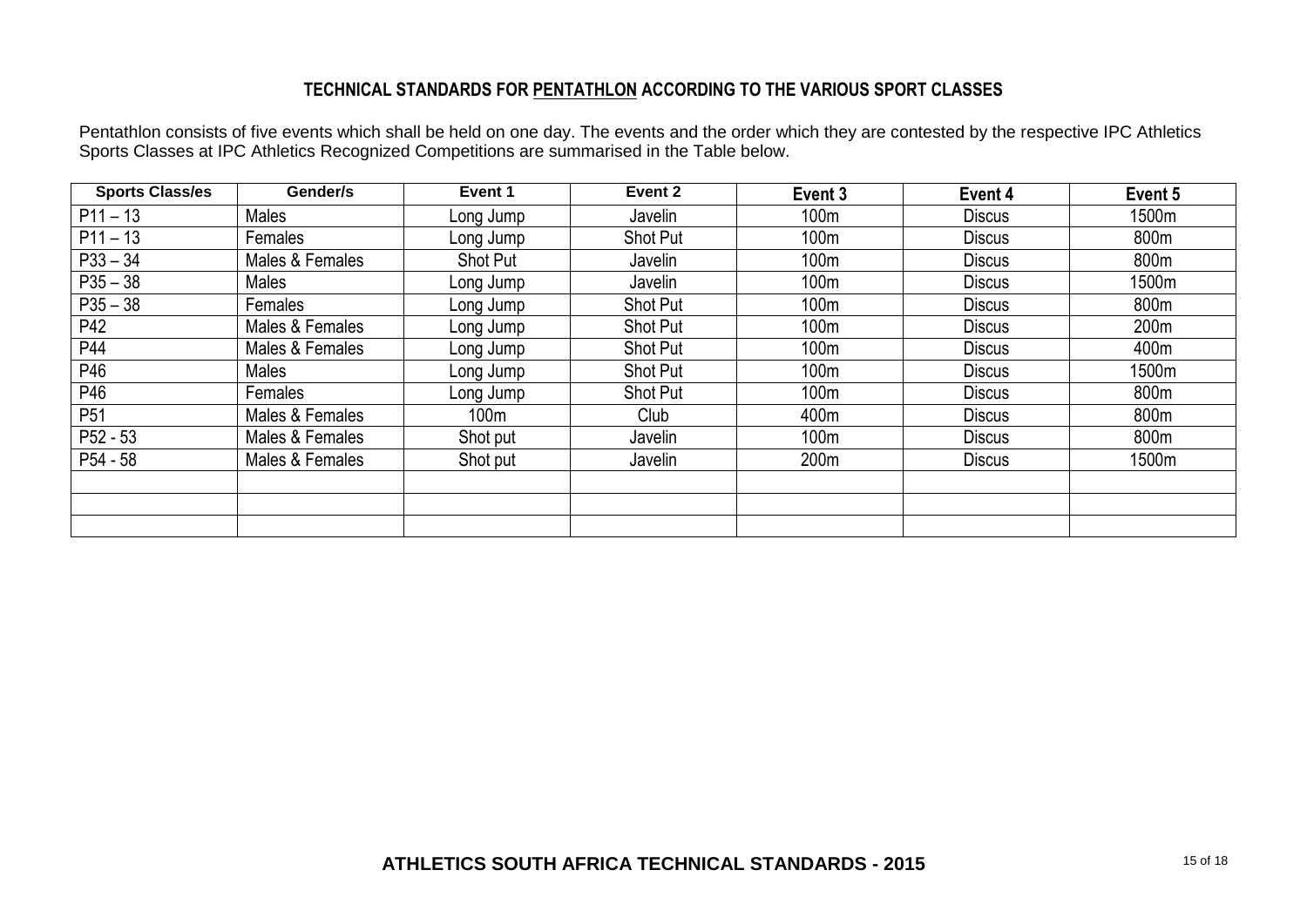### TECHNICAL STANDARDS FOR PENTATHLON ACCORDING TO THE VARIOUS SPORT CLASSES

Pentathlon consists of five events which shall be held on one day. The events and the order which they are contested by the respective IPC Athletics Sports Classes at IPC Athletics Recognized Competitions are summarised in the Table below.

| Sports Class/es | Gender/s | Event 1 | Event 2 | Event 3 | Event 4 | Event 5 |
|---|---|---|---|---|---|---|
| P11 – 13 | Males | Long Jump | Javelin | 100m | Discus | 1500m |
| P11 – 13 | Females | Long Jump | Shot Put | 100m | Discus | 800m |
| P33 – 34 | Males & Females | Shot Put | Javelin | 100m | Discus | 800m |
| P35 – 38 | Males | Long Jump | Javelin | 100m | Discus | 1500m |
| P35 – 38 | Females | Long Jump | Shot Put | 100m | Discus | 800m |
| P42 | Males & Females | Long Jump | Shot Put | 100m | Discus | 200m |
| P44 | Males & Females | Long Jump | Shot Put | 100m | Discus | 400m |
| P46 | Males | Long Jump | Shot Put | 100m | Discus | 1500m |
| P46 | Females | Long Jump | Shot Put | 100m | Discus | 800m |
| P51 | Males & Females | 100m | Club | 400m | Discus | 800m |
| P52 - 53 | Males & Females | Shot put | Javelin | 100m | Discus | 800m |
| P54 - 58 | Males & Females | Shot put | Javelin | 200m | Discus | 1500m |
| | | | | | | |
| | | | | | | |
| | | | | | | |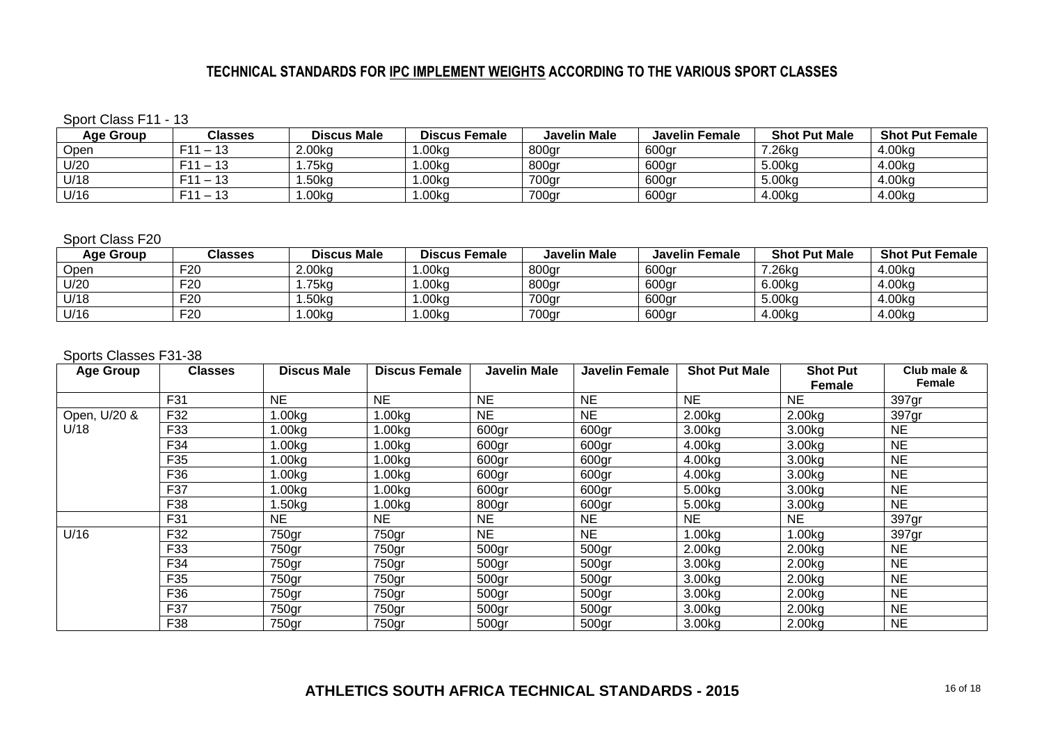## TECHNICAL STANDARDS FOR IPC IMPLEMENT WEIGHTS ACCORDING TO THE VARIOUS SPORT CLASSES

Sport Class F11 - 13

| Age Group | Classes | Discus Male | Discus Female | Javelin Male | Javelin Female | Shot Put Male | Shot Put Female |
|---|---|---|---|---|---|---|---|
| Open | F11 – 13 | 2.00kg | 1.00kg | 800gr | 600gr | 7.26kg | 4.00kg |
| U/20 | F11 – 13 | 1.75kg | 1.00kg | 800gr | 600gr | 5.00kg | 4.00kg |
| U/18 | F11 – 13 | 1.50kg | 1.00kg | 700gr | 600gr | 5.00kg | 4.00kg |
| U/16 | F11 – 13 | 1.00kg | 1.00kg | 700gr | 600gr | 4.00kg | 4.00kg |

Sport Class F20

| Age Group | Classes | Discus Male | Discus Female | Javelin Male | Javelin Female | Shot Put Male | Shot Put Female |
|---|---|---|---|---|---|---|---|
| Open | F20 | 2.00kg | 1.00kg | 800gr | 600gr | 7.26kg | 4.00kg |
| U/20 | F20 | 1.75kg | 1.00kg | 800gr | 600gr | 6.00kg | 4.00kg |
| U/18 | F20 | 1.50kg | 1.00kg | 700gr | 600gr | 5.00kg | 4.00kg |
| U/16 | F20 | 1.00kg | 1.00kg | 700gr | 600gr | 4.00kg | 4.00kg |

Sports Classes F31-38

| Age Group | Classes | Discus Male | Discus Female | Javelin Male | Javelin Female | Shot Put Male | Shot Put Female | Club male & Female |
|---|---|---|---|---|---|---|---|---|
| | F31 | NE | NE | NE | NE | NE | NE | 397gr |
| Open, U/20 & U/18 | F32 | 1.00kg | 1.00kg | NE | NE | 2.00kg | 2.00kg | 397gr |
| | F33 | 1.00kg | 1.00kg | 600gr | 600gr | 3.00kg | 3.00kg | NE |
| | F34 | 1.00kg | 1.00kg | 600gr | 600gr | 4.00kg | 3.00kg | NE |
| | F35 | 1.00kg | 1.00kg | 600gr | 600gr | 4.00kg | 3.00kg | NE |
| | F36 | 1.00kg | 1.00kg | 600gr | 600gr | 4.00kg | 3.00kg | NE |
| | F37 | 1.00kg | 1.00kg | 600gr | 600gr | 5.00kg | 3.00kg | NE |
| | F38 | 1.50kg | 1.00kg | 800gr | 600gr | 5.00kg | 3.00kg | NE |
| | F31 | NE | NE | NE | NE | NE | NE | 397gr |
| U/16 | F32 | 750gr | 750gr | NE | NE | 1.00kg | 1.00kg | 397gr |
| | F33 | 750gr | 750gr | 500gr | 500gr | 2.00kg | 2.00kg | NE |
| | F34 | 750gr | 750gr | 500gr | 500gr | 3.00kg | 2.00kg | NE |
| | F35 | 750gr | 750gr | 500gr | 500gr | 3.00kg | 2.00kg | NE |
| | F36 | 750gr | 750gr | 500gr | 500gr | 3.00kg | 2.00kg | NE |
| | F37 | 750gr | 750gr | 500gr | 500gr | 3.00kg | 2.00kg | NE |
| | F38 | 750gr | 750gr | 500gr | 500gr | 3.00kg | 2.00kg | NE |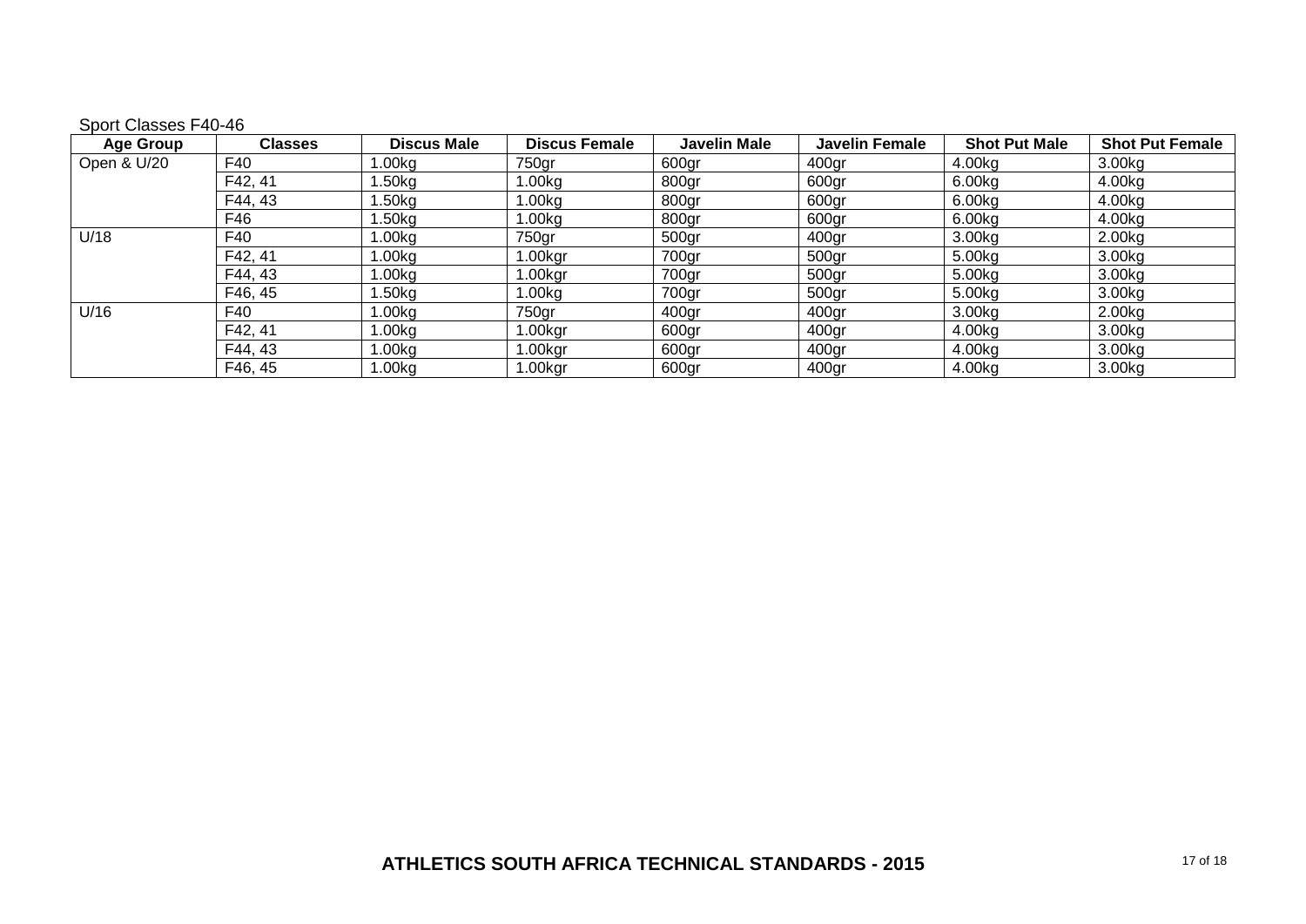Sport Classes F40-46

| Age Group | Classes | Discus Male | Discus Female | Javelin Male | Javelin Female | Shot Put Male | Shot Put Female |
|---|---|---|---|---|---|---|---|
| Open & U/20 | F40 | 1.00kg | 750gr | 600gr | 400gr | 4.00kg | 3.00kg |
| | F42, 41 | 1.50kg | 1.00kg | 800gr | 600gr | 6.00kg | 4.00kg |
| | F44, 43 | 1.50kg | 1.00kg | 800gr | 600gr | 6.00kg | 4.00kg |
| | F46 | 1.50kg | 1.00kg | 800gr | 600gr | 6.00kg | 4.00kg |
| U/18 | F40 | 1.00kg | 750gr | 500gr | 400gr | 3.00kg | 2.00kg |
| | F42, 41 | 1.00kg | 1.00kgr | 700gr | 500gr | 5.00kg | 3.00kg |
| | F44, 43 | 1.00kg | 1.00kgr | 700gr | 500gr | 5.00kg | 3.00kg |
| | F46, 45 | 1.50kg | 1.00kg | 700gr | 500gr | 5.00kg | 3.00kg |
| U/16 | F40 | 1.00kg | 750gr | 400gr | 400gr | 3.00kg | 2.00kg |
| | F42, 41 | 1.00kg | 1.00kgr | 600gr | 400gr | 4.00kg | 3.00kg |
| | F44, 43 | 1.00kg | 1.00kgr | 600gr | 400gr | 4.00kg | 3.00kg |
| | F46, 45 | 1.00kg | 1.00kgr | 600gr | 400gr | 4.00kg | 3.00kg |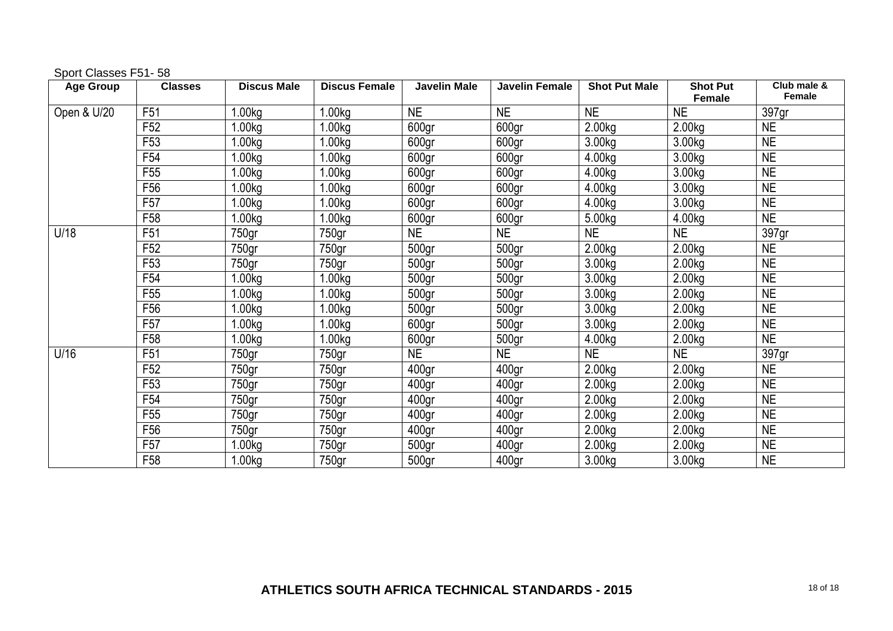Sport Classes F51- 58

| Age Group | Classes | Discus Male | Discus Female | Javelin Male | Javelin Female | Shot Put Male | Shot Put Female | Club male & Female |
|---|---|---|---|---|---|---|---|---|
| Open & U/20 | F51 | 1.00kg | 1.00kg | NE | NE | NE | NE | 397gr |
| | F52 | 1.00kg | 1.00kg | 600gr | 600gr | 2.00kg | 2.00kg | NE |
| | F53 | 1.00kg | 1.00kg | 600gr | 600gr | 3.00kg | 3.00kg | NE |
| | F54 | 1.00kg | 1.00kg | 600gr | 600gr | 4.00kg | 3.00kg | NE |
| | F55 | 1.00kg | 1.00kg | 600gr | 600gr | 4.00kg | 3.00kg | NE |
| | F56 | 1.00kg | 1.00kg | 600gr | 600gr | 4.00kg | 3.00kg | NE |
| | F57 | 1.00kg | 1.00kg | 600gr | 600gr | 4.00kg | 3.00kg | NE |
| | F58 | 1.00kg | 1.00kg | 600gr | 600gr | 5.00kg | 4.00kg | NE |
| U/18 | F51 | 750gr | 750gr | NE | NE | NE | NE | 397gr |
| | F52 | 750gr | 750gr | 500gr | 500gr | 2.00kg | 2.00kg | NE |
| | F53 | 750gr | 750gr | 500gr | 500gr | 3.00kg | 2.00kg | NE |
| | F54 | 1.00kg | 1.00kg | 500gr | 500gr | 3.00kg | 2.00kg | NE |
| | F55 | 1.00kg | 1.00kg | 500gr | 500gr | 3.00kg | 2.00kg | NE |
| | F56 | 1.00kg | 1.00kg | 500gr | 500gr | 3.00kg | 2.00kg | NE |
| | F57 | 1.00kg | 1.00kg | 600gr | 500gr | 3.00kg | 2.00kg | NE |
| | F58 | 1.00kg | 1.00kg | 600gr | 500gr | 4.00kg | 2.00kg | NE |
| U/16 | F51 | 750gr | 750gr | NE | NE | NE | NE | 397gr |
| | F52 | 750gr | 750gr | 400gr | 400gr | 2.00kg | 2.00kg | NE |
| | F53 | 750gr | 750gr | 400gr | 400gr | 2.00kg | 2.00kg | NE |
| | F54 | 750gr | 750gr | 400gr | 400gr | 2.00kg | 2.00kg | NE |
| | F55 | 750gr | 750gr | 400gr | 400gr | 2.00kg | 2.00kg | NE |
| | F56 | 750gr | 750gr | 400gr | 400gr | 2.00kg | 2.00kg | NE |
| | F57 | 1.00kg | 750gr | 500gr | 400gr | 2.00kg | 2.00kg | NE |
| | F58 | 1.00kg | 750gr | 500gr | 400gr | 3.00kg | 3.00kg | NE |